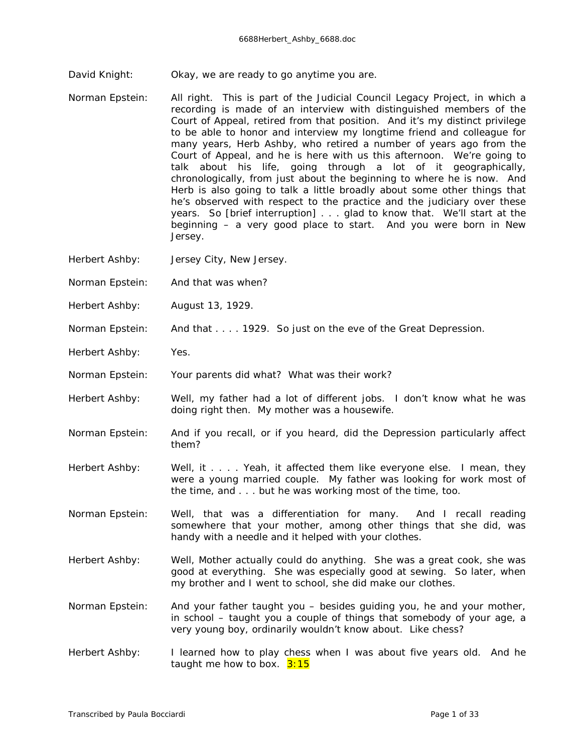David Knight: Okay, we are ready to go anytime you are.

Norman Epstein: All right. This is part of the Judicial Council Legacy Project, in which a recording is made of an interview with distinguished members of the Court of Appeal, retired from that position. And it's my distinct privilege to be able to honor and interview my longtime friend and colleague for many years, Herb Ashby, who retired a number of years ago from the Court of Appeal, and he is here with us this afternoon. We're going to talk about his life, going through a lot of it geographically, chronologically, from just about the beginning to where he is now. And Herb is also going to talk a little broadly about some other things that he's observed with respect to the practice and the judiciary over these years. So [brief interruption] . . . glad to know that. We'll start at the beginning – a very good place to start. And you were born in New Jersey.

Herbert Ashby: Jersey City, New Jersey.

Norman Epstein: And that was when?

Herbert Ashby: August 13, 1929.

Norman Epstein: And that . . . . 1929. So just on the eve of the Great Depression.

Herbert Ashby: Yes.

Norman Epstein: Your parents did what? What was their work?

Herbert Ashby: Well, my father had a lot of different jobs. I don't know what he was doing right then. My mother was a housewife.

Norman Epstein: And if you recall, or if you heard, did the Depression particularly affect them?

Herbert Ashby: Well, it . . . . Yeah, it affected them like everyone else. I mean, they were a young married couple. My father was looking for work most of the time, and . . . but he was working most of the time, too.

Norman Epstein: Well, that was a differentiation for many. And I recall reading somewhere that your mother, among other things that she did, was handy with a needle and it helped with your clothes.

Herbert Ashby: Well, Mother actually could do anything. She was a great cook, she was good at everything. She was especially good at sewing. So later, when my brother and I went to school, she did make our clothes.

Norman Epstein: And your father taught you – besides guiding you, he and your mother, in school – taught you a couple of things that somebody of your age, a very young boy, ordinarily wouldn't know about. Like chess?

Herbert Ashby: I learned how to play chess when I was about five years old. And he taught me how to box. 3:15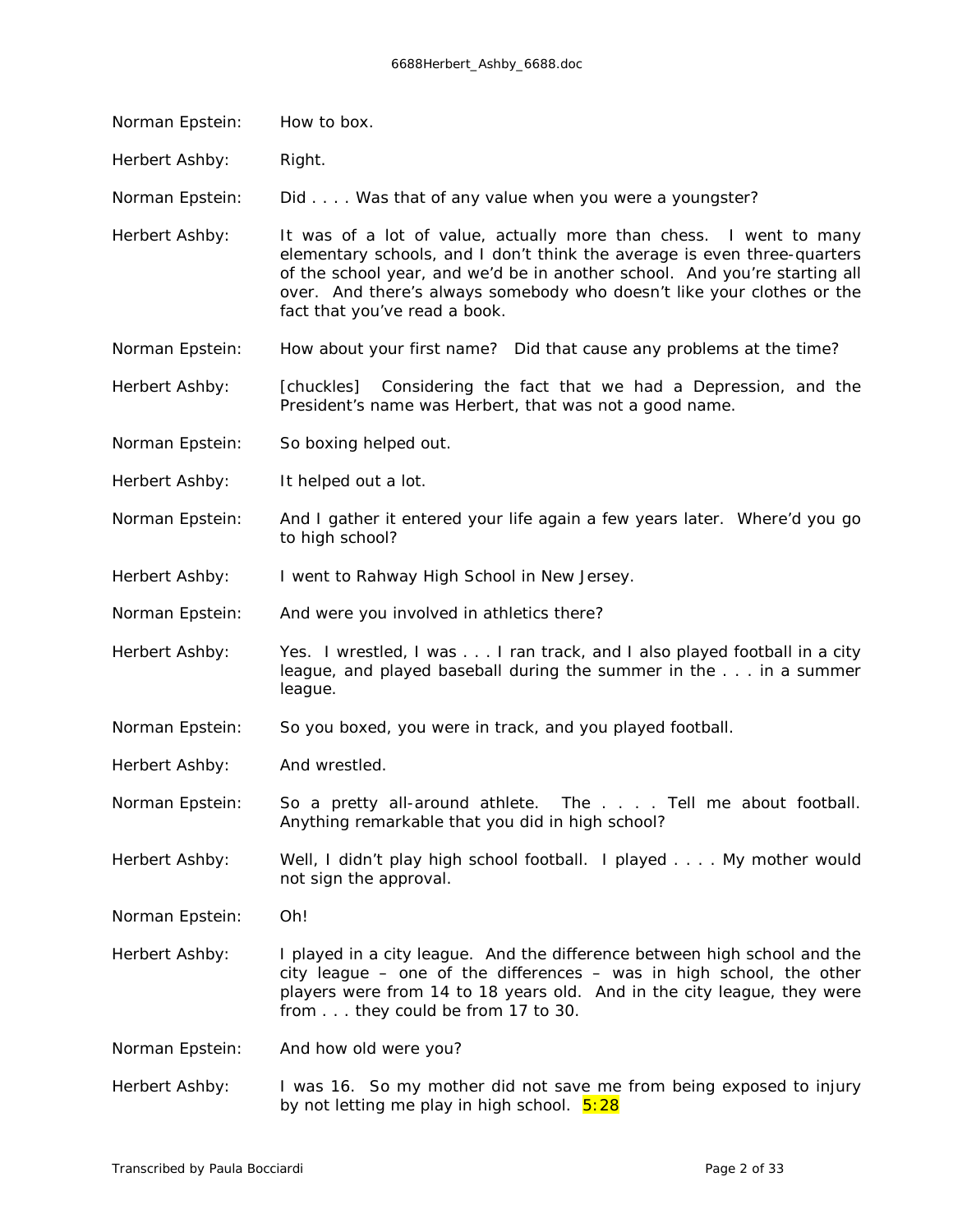Norman Epstein: How to box.

Herbert Ashby: Right.

Norman Epstein: Did . . . . Was that of any value when you were a youngster?

Herbert Ashby: It was of a lot of value, actually more than chess. I went to many elementary schools, and I don't think the average is even three-quarters of the school year, and we'd be in another school. And you're starting all over. And there's always somebody who doesn't like your clothes or the fact that you've read a book.

Norman Epstein: How about your first name? Did that cause any problems at the time?

Herbert Ashby: [chuckles] Considering the fact that we had a Depression, and the President's name was Herbert, that was not a good name.

Norman Epstein: So boxing helped out.

Herbert Ashby: It helped out a lot.

Norman Epstein: And I gather it entered your life again a few years later. Where'd you go to high school?

Herbert Ashby: I went to Rahway High School in New Jersey.

Norman Epstein: And were you involved in athletics there?

Herbert Ashby: Yes. I wrestled, I was . . . I ran track, and I also played football in a city league, and played baseball during the summer in the . . . in a summer league.

Norman Epstein: So you boxed, you were in track, and you played football.

Herbert Ashby: And wrestled.

Norman Epstein: So a pretty all-around athlete. The . . . . Tell me about football. Anything remarkable that you did in high school?

Herbert Ashby: Well, I didn't play high school football. I played . . . . My mother would not sign the approval.

Norman Epstein: Oh!

Herbert Ashby: I played in a city league. And the difference between high school and the city league – one of the differences – was in high school, the other players were from 14 to 18 years old. And in the city league, they were from . . . they could be from 17 to 30.

Norman Epstein: And how old were you?

Herbert Ashby: I was 16. So my mother did not save me from being exposed to injury by not letting me play in high school. 5:28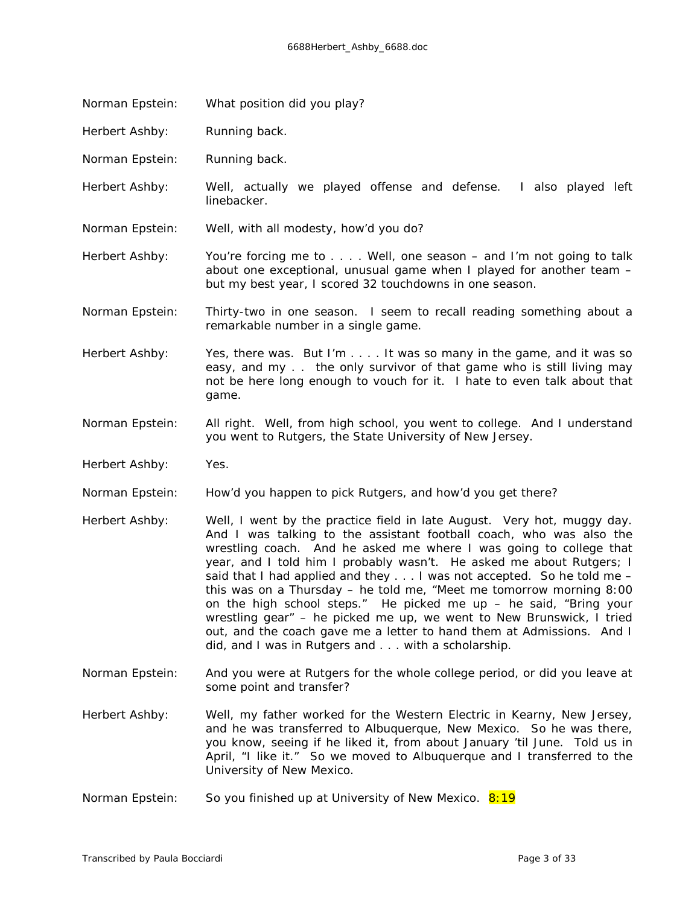Norman Epstein: What position did you play?

Herbert Ashby: Running back.

Norman Epstein: Running back.

Herbert Ashby: Well, actually we played offense and defense. I also played left linebacker.

Norman Epstein: Well, with all modesty, how'd you do?

Herbert Ashby: You're forcing me to . . . . Well, one season – and I'm not going to talk about one exceptional, unusual game when I played for another team – but my best year, I scored 32 touchdowns in one season.

Norman Epstein: Thirty-two in one season. I seem to recall reading something about a remarkable number in a single game.

Herbert Ashby: Yes, there was. But I'm . . . . It was so many in the game, and it was so easy, and my . . the only survivor of that game who is still living may not be here long enough to vouch for it. I hate to even talk about that game.

Norman Epstein: All right. Well, from high school, you went to college. And I understand you went to Rutgers, the State University of New Jersey.

Herbert Ashby: Yes.

Norman Epstein: How'd you happen to pick Rutgers, and how'd you get there?

Herbert Ashby: Well, I went by the practice field in late August. Very hot, muggy day. And I was talking to the assistant football coach, who was also the wrestling coach. And he asked me where I was going to college that year, and I told him I probably wasn't. He asked me about Rutgers; I said that I had applied and they . . . I was not accepted. So he told me – this was on a Thursday – he told me, "Meet me tomorrow morning 8:00 on the high school steps." He picked me up – he said, "Bring your wrestling gear" – he picked me up, we went to New Brunswick, I tried out, and the coach gave me a letter to hand them at Admissions. And I did, and I was in Rutgers and . . . with a scholarship.

Norman Epstein: And you were at Rutgers for the whole college period, or did you leave at some point and transfer?

Herbert Ashby: Well, my father worked for the Western Electric in Kearny, New Jersey, and he was transferred to Albuquerque, New Mexico. So he was there, you know, seeing if he liked it, from about January 'til June. Told us in April, "I like it." So we moved to Albuquerque and I transferred to the University of New Mexico.

Norman Epstein: So you finished up at University of New Mexico. 8:19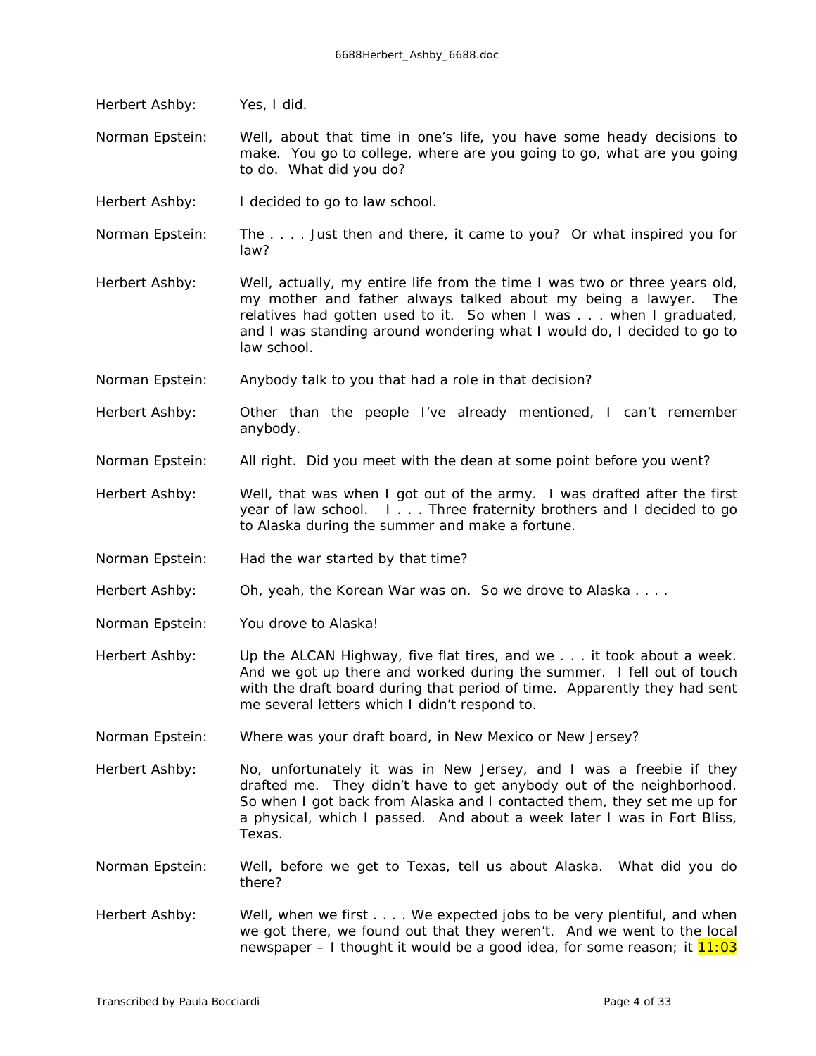Herbert Ashby: Yes, I did.

Norman Epstein: Well, about that time in one's life, you have some heady decisions to make. You go to college, where are you going to go, what are you going to do. What did you do?

Herbert Ashby: I decided to go to law school.

Norman Epstein: The . . . . Just then and there, it came to you? Or what inspired you for law?

Herbert Ashby: Well, actually, my entire life from the time I was two or three years old, my mother and father always talked about my being a lawyer. The relatives had gotten used to it. So when I was . . . when I graduated, and I was standing around wondering what I would do, I decided to go to law school.

Norman Epstein: Anybody talk to you that had a role in that decision?

Herbert Ashby: Other than the people I've already mentioned, I can't remember anybody.

Norman Epstein: All right. Did you meet with the dean at some point before you went?

Herbert Ashby: Well, that was when I got out of the army. I was drafted after the first year of law school. I . . . Three fraternity brothers and I decided to go to Alaska during the summer and make a fortune.

Norman Epstein: Had the war started by that time?

Herbert Ashby: Oh, yeah, the Korean War was on. So we drove to Alaska . . . .

Norman Epstein: You drove to Alaska!

Herbert Ashby: Up the ALCAN Highway, five flat tires, and we . . . it took about a week. And we got up there and worked during the summer. I fell out of touch with the draft board during that period of time. Apparently they had sent me several letters which I didn't respond to.

Norman Epstein: Where was your draft board, in New Mexico or New Jersey?

Herbert Ashby: No, unfortunately it was in New Jersey, and I was a freebie if they drafted me. They didn't have to get anybody out of the neighborhood. So when I got back from Alaska and I contacted them, they set me up for a physical, which I passed. And about a week later I was in Fort Bliss, Texas.

Norman Epstein: Well, before we get to Texas, tell us about Alaska. What did you do there?

Herbert Ashby: Well, when we first . . . . We expected jobs to be very plentiful, and when we got there, we found out that they weren't. And we went to the local newspaper – I thought it would be a good idea, for some reason; it 11:03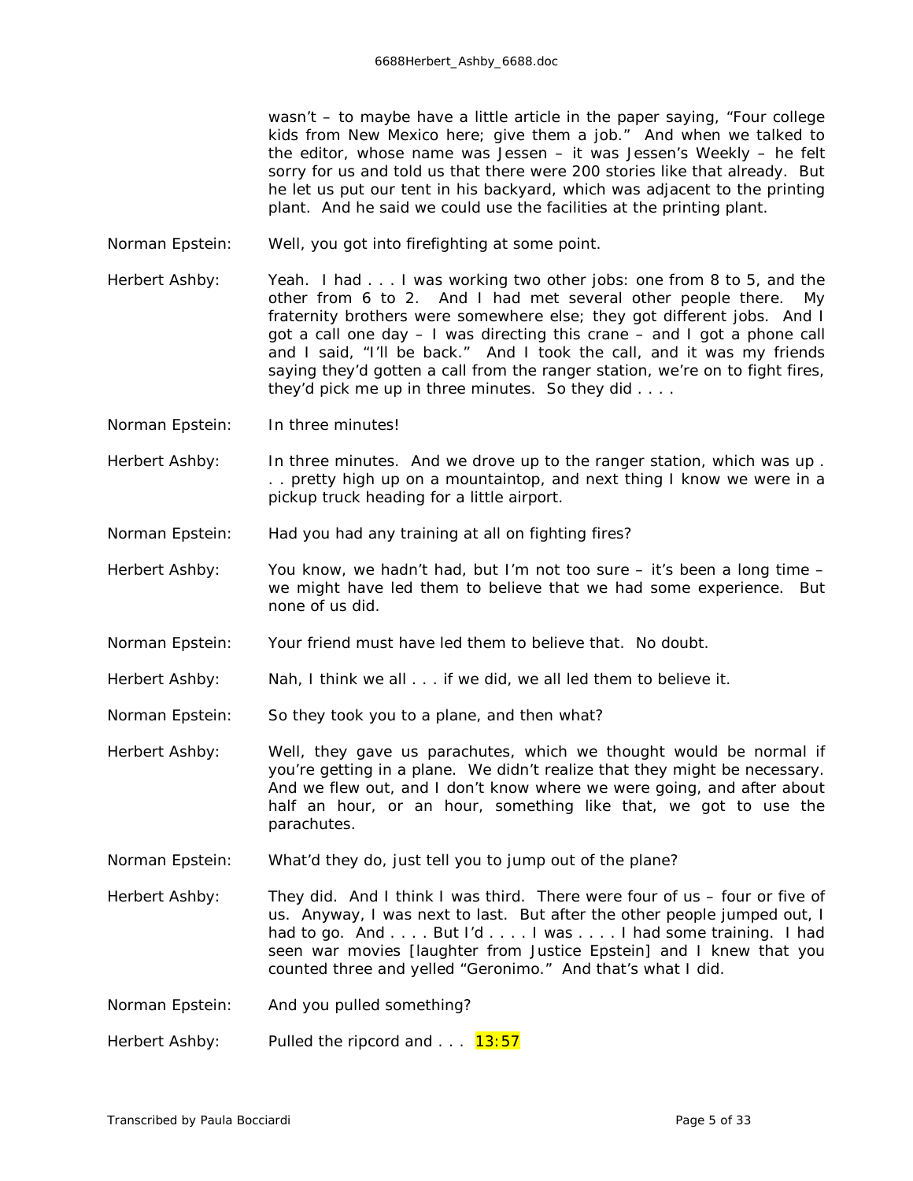wasn't – to maybe have a little article in the paper saying, "Four college kids from New Mexico here; give them a job." And when we talked to the editor, whose name was Jessen – it was Jessen's Weekly – he felt sorry for us and told us that there were 200 stories like that already. But he let us put our tent in his backyard, which was adjacent to the printing plant. And he said we could use the facilities at the printing plant.

Norman Epstein: Well, you got into firefighting at some point.

Herbert Ashby: Yeah. I had . . . I was working two other jobs: one from 8 to 5, and the other from 6 to 2. And I had met several other people there. My fraternity brothers were somewhere else; they got different jobs. And I got a call one day – I was directing this crane – and I got a phone call and I said, "I'll be back." And I took the call, and it was my friends saying they'd gotten a call from the ranger station, we're on to fight fires, they'd pick me up in three minutes. So they did . . . .

Norman Epstein: In three minutes!

Herbert Ashby: In three minutes. And we drove up to the ranger station, which was up . . . pretty high up on a mountaintop, and next thing I know we were in a pickup truck heading for a little airport.

Norman Epstein: Had you had any training at all on fighting fires?

Herbert Ashby: You know, we hadn't had, but I'm not too sure – it's been a long time – we might have led them to believe that we had some experience. But none of us did.

Norman Epstein: Your friend must have led them to believe that. No doubt.

Herbert Ashby: Nah, I think we all . . . if we did, we all led them to believe it.

Norman Epstein: So they took you to a plane, and then what?

Herbert Ashby: Well, they gave us parachutes, which we thought would be normal if you're getting in a plane. We didn't realize that they might be necessary. And we flew out, and I don't know where we were going, and after about half an hour, or an hour, something like that, we got to use the parachutes.

Norman Epstein: What'd they do, just tell you to jump out of the plane?

Herbert Ashby: They did. And I think I was third. There were four of us – four or five of us. Anyway, I was next to last. But after the other people jumped out, I had to go. And . . . . But I'd . . . . I was . . . . I had some training. I had seen war movies [laughter from Justice Epstein] and I knew that you counted three and yelled "Geronimo." And that's what I did.

Norman Epstein: And you pulled something?

Herbert Ashby: Pulled the ripcord and . . . 13:57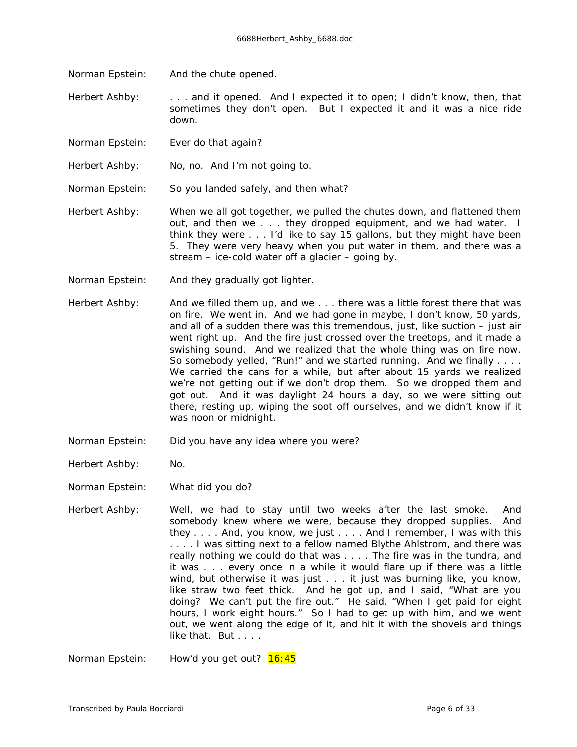Norman Epstein: And the chute opened.

Herbert Ashby: . . . and it opened. And I expected it to open; I didn't know, then, that sometimes they don't open. But I expected it and it was a nice ride down.

Norman Epstein: Ever do that again?

Herbert Ashby: No, no. And I'm not going to.

Norman Epstein: So you landed safely, and then what?

Herbert Ashby: When we all got together, we pulled the chutes down, and flattened them out, and then we . . . they dropped equipment, and we had water. I think they were . . . I'd like to say 15 gallons, but they might have been 5. They were very heavy when you put water in them, and there was a stream – ice-cold water off a glacier – going by.

Norman Epstein: And they gradually got lighter.

Herbert Ashby: And we filled them up, and we . . . there was a little forest there that was on fire. We went in. And we had gone in maybe, I don't know, 50 yards, and all of a sudden there was this tremendous, just, like suction – just air went right up. And the fire just crossed over the treetops, and it made a swishing sound. And we realized that the whole thing was on fire now. So somebody yelled, "Run!" and we started running. And we finally . . . . We carried the cans for a while, but after about 15 yards we realized we're not getting out if we don't drop them. So we dropped them and got out. And it was daylight 24 hours a day, so we were sitting out there, resting up, wiping the soot off ourselves, and we didn't know if it was noon or midnight.

Norman Epstein: Did you have any idea where you were?

Herbert Ashby: No.

Norman Epstein: What did you do?

Herbert Ashby: Well, we had to stay until two weeks after the last smoke. And somebody knew where we were, because they dropped supplies. And they . . . . And, you know, we just . . . . And I remember, I was with this . . . . I was sitting next to a fellow named Blythe Ahlstrom, and there was really nothing we could do that was . . . . The fire was in the tundra, and it was . . . every once in a while it would flare up if there was a little wind, but otherwise it was just . . . it just was burning like, you know, like straw two feet thick. And he got up, and I said, "What are you doing? We can't put the fire out." He said, "When I get paid for eight hours, I work eight hours." So I had to get up with him, and we went out, we went along the edge of it, and hit it with the shovels and things like that. But . . . .

Norman Epstein: How'd you get out? 16:45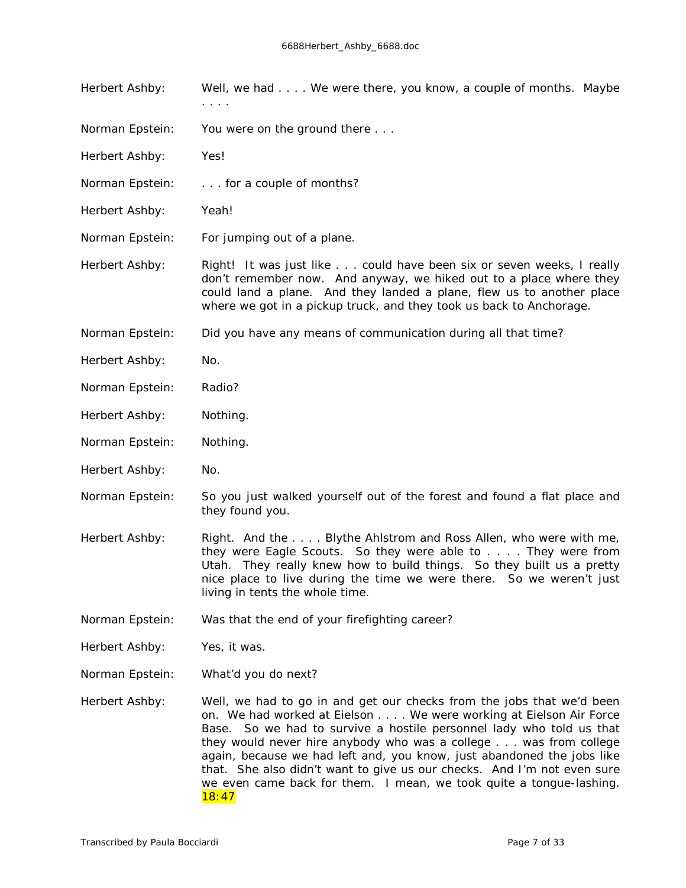Herbert Ashby: Well, we had . . . . We were there, you know, a couple of months. Maybe . . . .

Norman Epstein: You were on the ground there . . .

Herbert Ashby: Yes!

Norman Epstein: . . . for a couple of months?

Herbert Ashby: Yeah!

Norman Epstein: For jumping out of a plane.

Herbert Ashby: Right! It was just like . . . could have been six or seven weeks, I really don't remember now. And anyway, we hiked out to a place where they could land a plane. And they landed a plane, flew us to another place where we got in a pickup truck, and they took us back to Anchorage.

Norman Epstein: Did you have any means of communication during all that time?

Herbert Ashby: No.

Norman Epstein: Radio?

Herbert Ashby: Nothing.

Norman Epstein: Nothing.

Herbert Ashby: No.

Norman Epstein: So you just walked yourself out of the forest and found a flat place and they found you.

Herbert Ashby: Right. And the . . . . Blythe Ahlstrom and Ross Allen, who were with me, they were Eagle Scouts. So they were able to . . . . They were from Utah. They really knew how to build things. So they built us a pretty nice place to live during the time we were there. So we weren't just living in tents the whole time.

Norman Epstein: Was that the end of your firefighting career?

Herbert Ashby: Yes, it was.

Norman Epstein: What'd you do next?

Herbert Ashby: Well, we had to go in and get our checks from the jobs that we'd been on. We had worked at Eielson . . . . We were working at Eielson Air Force Base. So we had to survive a hostile personnel lady who told us that they would never hire anybody who was a college . . . was from college again, because we had left and, you know, just abandoned the jobs like that. She also didn't want to give us our checks. And I'm not even sure we even came back for them. I mean, we took quite a tongue-lashing. 18:47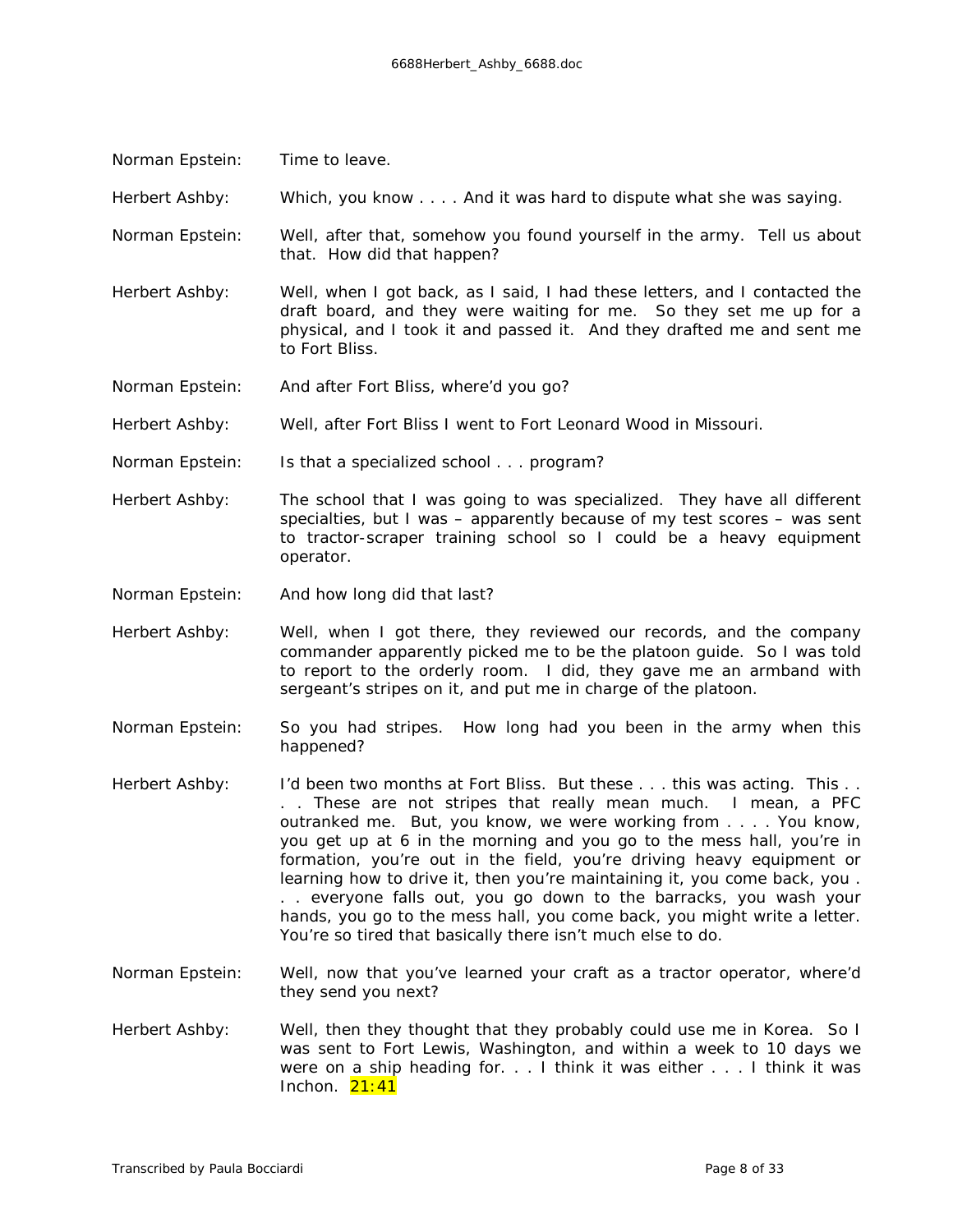Norman Epstein: Time to leave.

Herbert Ashby: Which, you know . . . . And it was hard to dispute what she was saying.

Norman Epstein: Well, after that, somehow you found yourself in the army. Tell us about that. How did that happen?

Herbert Ashby: Well, when I got back, as I said, I had these letters, and I contacted the draft board, and they were waiting for me. So they set me up for a physical, and I took it and passed it. And they drafted me and sent me to Fort Bliss.

Norman Epstein: And after Fort Bliss, where'd you go?

Herbert Ashby: Well, after Fort Bliss I went to Fort Leonard Wood in Missouri.

Norman Epstein: Is that a specialized school . . . program?

Herbert Ashby: The school that I was going to was specialized. They have all different specialties, but I was – apparently because of my test scores – was sent to tractor-scraper training school so I could be a heavy equipment operator.

Norman Epstein: And how long did that last?

Herbert Ashby: Well, when I got there, they reviewed our records, and the company commander apparently picked me to be the platoon guide. So I was told to report to the orderly room. I did, they gave me an armband with sergeant's stripes on it, and put me in charge of the platoon.

Norman Epstein: So you had stripes. How long had you been in the army when this happened?

Herbert Ashby: I'd been two months at Fort Bliss. But these . . . this was acting. This . . . . These are not stripes that really mean much. I mean, a PFC outranked me. But, you know, we were working from . . . . You know, you get up at 6 in the morning and you go to the mess hall, you're in formation, you're out in the field, you're driving heavy equipment or learning how to drive it, then you're maintaining it, you come back, you . . . everyone falls out, you go down to the barracks, you wash your hands, you go to the mess hall, you come back, you might write a letter. You're so tired that basically there isn't much else to do.

Norman Epstein: Well, now that you've learned your craft as a tractor operator, where'd they send you next?

Herbert Ashby: Well, then they thought that they probably could use me in Korea. So I was sent to Fort Lewis, Washington, and within a week to 10 days we were on a ship heading for. . . I think it was either . . . I think it was Inchon. 21:41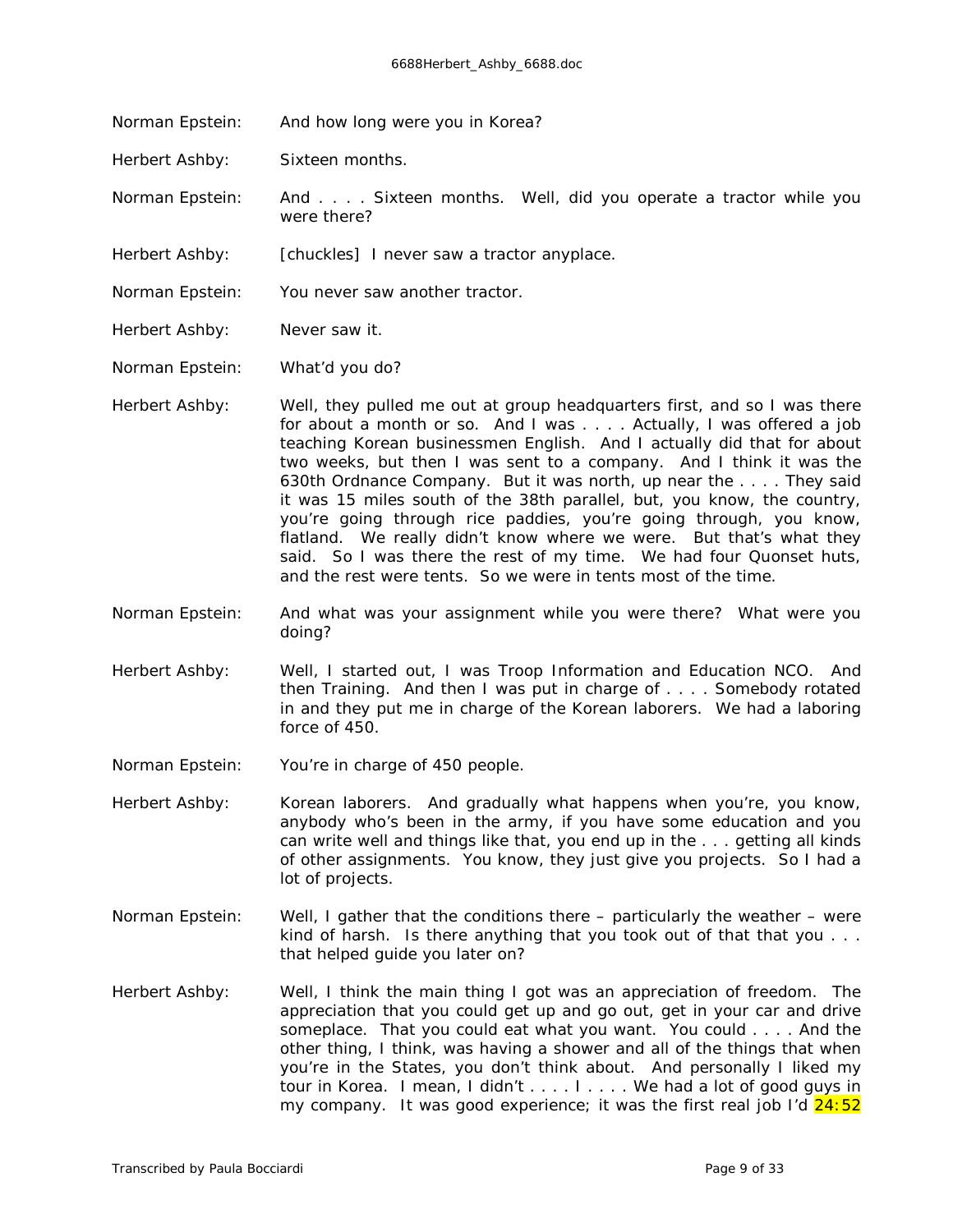Norman Epstein: And how long were you in Korea?

Herbert Ashby: Sixteen months.

Norman Epstein: And . . . . Sixteen months. Well, did you operate a tractor while you were there?

Herbert Ashby: [chuckles] I never saw a tractor anyplace.

Norman Epstein: You never saw another tractor.

Herbert Ashby: Never saw it.

Norman Epstein: What'd you do?

Herbert Ashby: Well, they pulled me out at group headquarters first, and so I was there for about a month or so. And I was . . . . Actually, I was offered a job teaching Korean businessmen English. And I actually did that for about two weeks, but then I was sent to a company. And I think it was the 630th Ordnance Company. But it was north, up near the . . . . They said it was 15 miles south of the 38th parallel, but, you know, the country, you're going through rice paddies, you're going through, you know, flatland. We really didn't know where we were. But that's what they said. So I was there the rest of my time. We had four Quonset huts, and the rest were tents. So we were in tents most of the time.

Norman Epstein: And what was your assignment while you were there? What were you doing?

Herbert Ashby: Well, I started out, I was Troop Information and Education NCO. And then Training. And then I was put in charge of . . . . Somebody rotated in and they put me in charge of the Korean laborers. We had a laboring force of 450.

Norman Epstein: You're in charge of 450 people.

Herbert Ashby: Korean laborers. And gradually what happens when you're, you know, anybody who's been in the army, if you have some education and you can write well and things like that, you end up in the . . . getting all kinds of other assignments. You know, they just give you projects. So I had a lot of projects.

Norman Epstein: Well, I gather that the conditions there – particularly the weather – were kind of harsh. Is there anything that you took out of that that you . . . that helped guide you later on?

Herbert Ashby: Well, I think the main thing I got was an appreciation of freedom. The appreciation that you could get up and go out, get in your car and drive someplace. That you could eat what you want. You could . . . . And the other thing, I think, was having a shower and all of the things that when you're in the States, you don't think about. And personally I liked my tour in Korea. I mean, I didn't . . . . I . . . . We had a lot of good guys in my company. It was good experience; it was the first real job I'd 24:52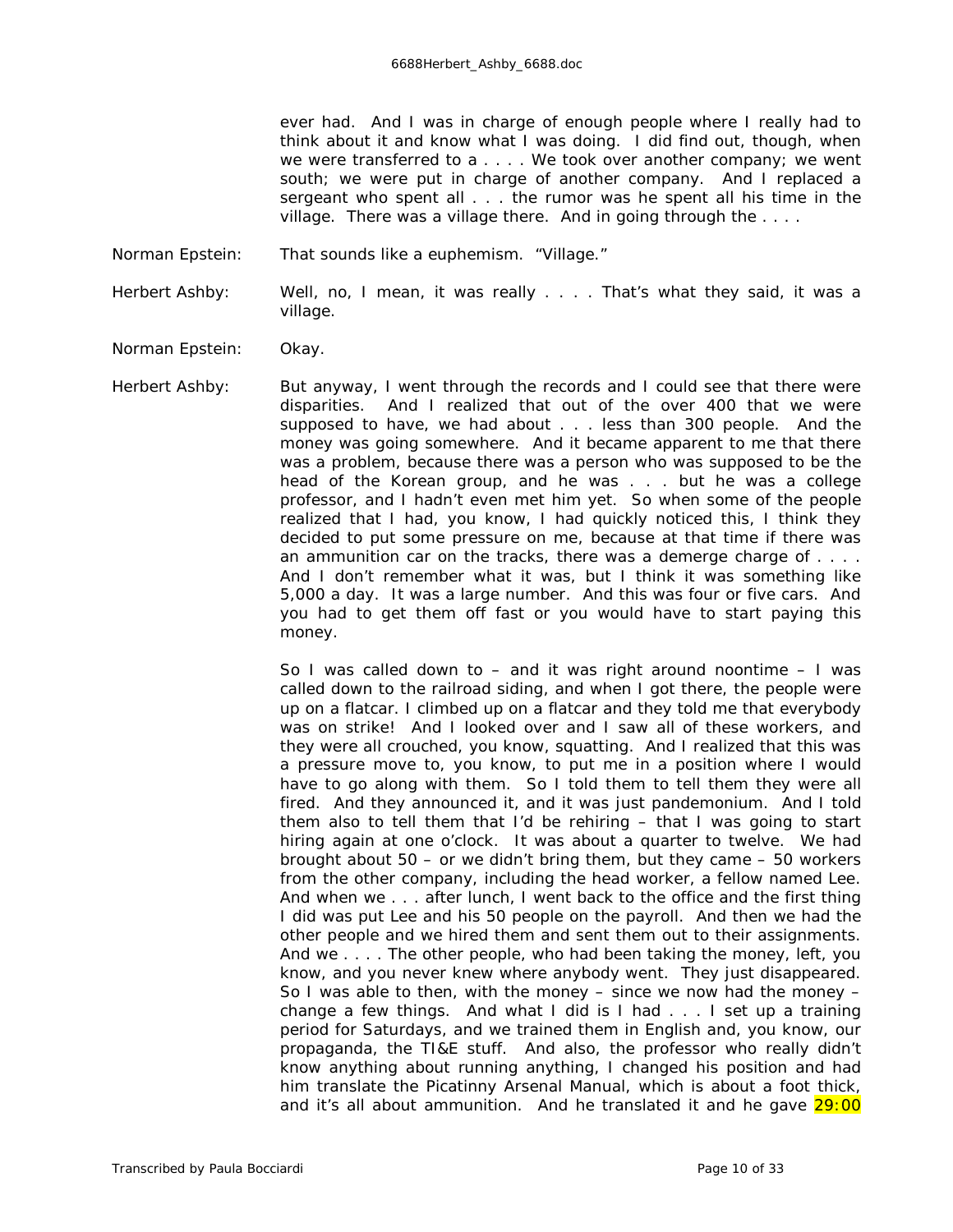ever had. And I was in charge of enough people where I really had to think about it and know what I was doing. I did find out, though, when we were transferred to a . . . . We took over another company; we went south; we were put in charge of another company. And I replaced a sergeant who spent all . . . the rumor was he spent all his time in the village. There was a village there. And in going through the . . . .

Norman Epstein: That sounds like a euphemism. "Village."

Herbert Ashby: Well, no, I mean, it was really . . . . That's what they said, it was a village.

Norman Epstein: Okay.

Herbert Ashby: But anyway, I went through the records and I could see that there were disparities. And I realized that out of the over 400 that we were supposed to have, we had about . . . less than 300 people. And the money was going somewhere. And it became apparent to me that there was a problem, because there was a person who was supposed to be the head of the Korean group, and he was . . . but he was a college professor, and I hadn't even met him yet. So when some of the people realized that I had, you know, I had quickly noticed this, I think they decided to put some pressure on me, because at that time if there was an ammunition car on the tracks, there was a demerge charge of . . . . And I don't remember what it was, but I think it was something like 5,000 a day. It was a large number. And this was four or five cars. And you had to get them off fast or you would have to start paying this money.

So I was called down to – and it was right around noontime – I was called down to the railroad siding, and when I got there, the people were up on a flatcar. I climbed up on a flatcar and they told me that everybody was on strike! And I looked over and I saw all of these workers, and they were all crouched, you know, squatting. And I realized that this was a pressure move to, you know, to put me in a position where I would have to go along with them. So I told them to tell them they were all fired. And they announced it, and it was just pandemonium. And I told them also to tell them that I'd be rehiring – that I was going to start hiring again at one o'clock. It was about a quarter to twelve. We had brought about 50 – or we didn't bring them, but they came – 50 workers from the other company, including the head worker, a fellow named Lee. And when we . . . after lunch, I went back to the office and the first thing I did was put Lee and his 50 people on the payroll. And then we had the other people and we hired them and sent them out to their assignments. And we . . . . The other people, who had been taking the money, left, you know, and you never knew where anybody went. They just disappeared. So I was able to then, with the money – since we now had the money – change a few things. And what I did is I had . . . I set up a training period for Saturdays, and we trained them in English and, you know, our propaganda, the TI&E stuff. And also, the professor who really didn't know anything about running anything, I changed his position and had him translate the Picatinny Arsenal Manual, which is about a foot thick, and it's all about ammunition. And he translated it and he gave 29:00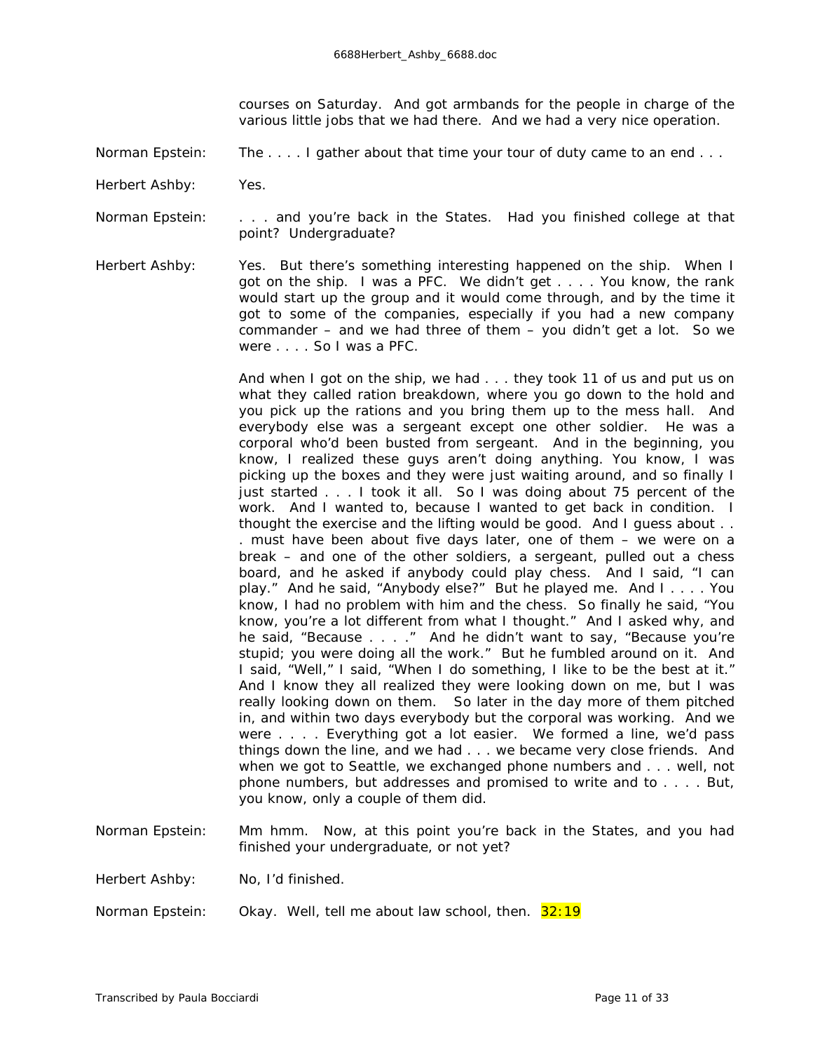courses on Saturday. And got armbands for the people in charge of the various little jobs that we had there. And we had a very nice operation.

Norman Epstein: The . . . . I gather about that time your tour of duty came to an end . . .

Herbert Ashby: Yes.

Norman Epstein: . . . and you're back in the States. Had you finished college at that point? Undergraduate?

Herbert Ashby: Yes. But there's something interesting happened on the ship. When I got on the ship. I was a PFC. We didn't get . . . . You know, the rank would start up the group and it would come through, and by the time it got to some of the companies, especially if you had a new company commander – and we had three of them – you didn't get a lot. So we were . . . . So I was a PFC.

And when I got on the ship, we had . . . they took 11 of us and put us on what they called ration breakdown, where you go down to the hold and you pick up the rations and you bring them up to the mess hall. And everybody else was a sergeant except one other soldier. He was a corporal who'd been busted from sergeant. And in the beginning, you know, I realized these guys aren't doing anything. You know, I was picking up the boxes and they were just waiting around, and so finally I just started . . . I took it all. So I was doing about 75 percent of the work. And I wanted to, because I wanted to get back in condition. I thought the exercise and the lifting would be good. And I guess about . . . must have been about five days later, one of them – we were on a break – and one of the other soldiers, a sergeant, pulled out a chess board, and he asked if anybody could play chess. And I said, "I can play." And he said, "Anybody else?" But he played me. And I . . . . You know, I had no problem with him and the chess. So finally he said, "You know, you're a lot different from what I thought." And I asked why, and he said, "Because . . . ." And he didn't want to say, "Because you're stupid; you were doing all the work." But he fumbled around on it. And I said, "Well," I said, "When I do something, I like to be the best at it." And I know they all realized they were looking down on me, but I was really looking down on them. So later in the day more of them pitched in, and within two days everybody but the corporal was working. And we were . . . . Everything got a lot easier. We formed a line, we'd pass things down the line, and we had . . . we became very close friends. And when we got to Seattle, we exchanged phone numbers and . . . well, not phone numbers, but addresses and promised to write and to . . . . But, you know, only a couple of them did.

Norman Epstein: Mm hmm. Now, at this point you're back in the States, and you had finished your undergraduate, or not yet?

Herbert Ashby: No, I'd finished.

Norman Epstein: Okay. Well, tell me about law school, then. 32:19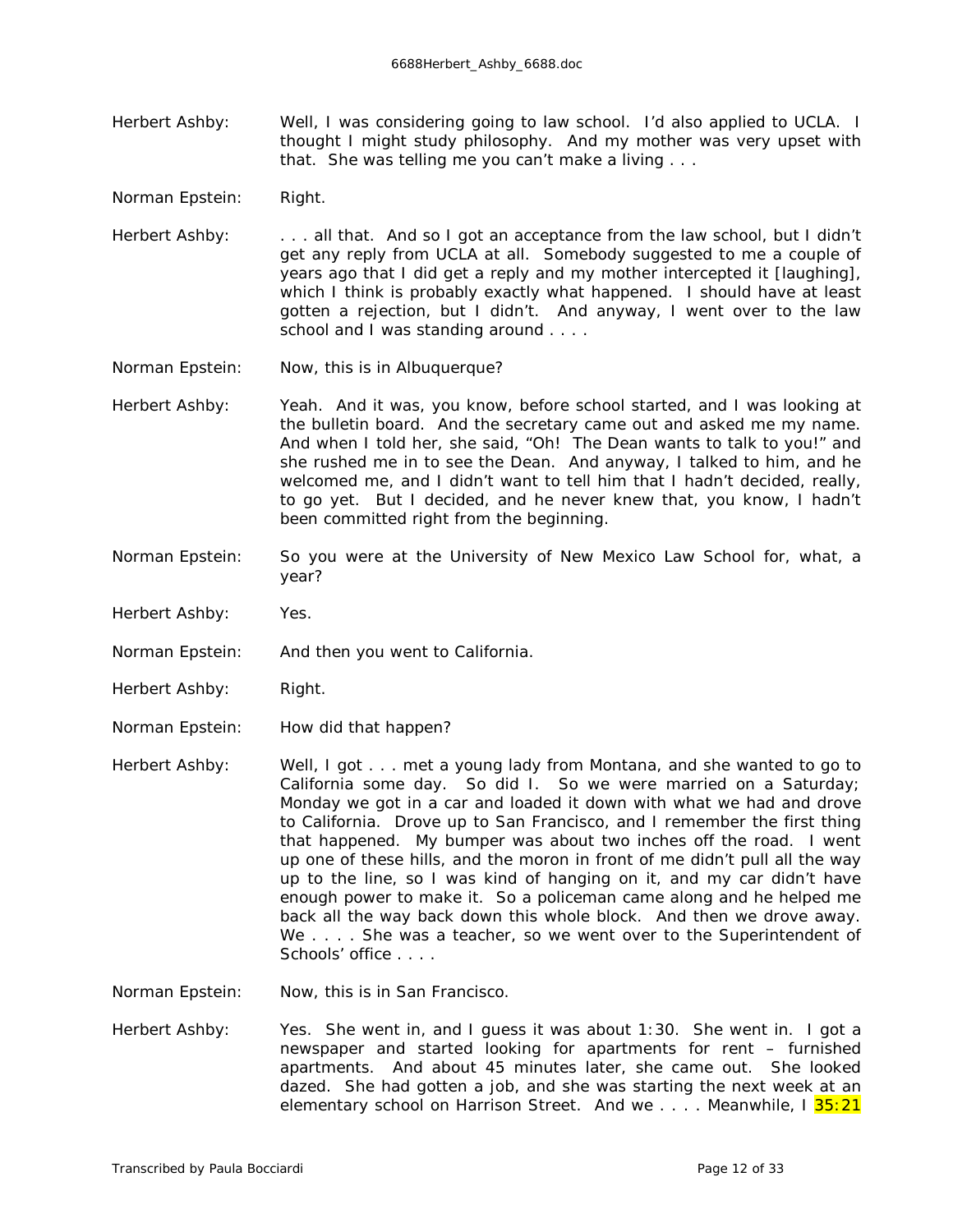Herbert Ashby: Well, I was considering going to law school. I'd also applied to UCLA. I thought I might study philosophy. And my mother was very upset with that. She was telling me you can't make a living . . .

Norman Epstein: Right.

Herbert Ashby: . . . all that. And so I got an acceptance from the law school, but I didn't get any reply from UCLA at all. Somebody suggested to me a couple of years ago that I did get a reply and my mother intercepted it [laughing], which I think is probably exactly what happened. I should have at least gotten a rejection, but I didn't. And anyway, I went over to the law school and I was standing around . . . .

Norman Epstein: Now, this is in Albuquerque?

Herbert Ashby: Yeah. And it was, you know, before school started, and I was looking at the bulletin board. And the secretary came out and asked me my name. And when I told her, she said, "Oh! The Dean wants to talk to you!" and she rushed me in to see the Dean. And anyway, I talked to him, and he welcomed me, and I didn't want to tell him that I hadn't decided, really, to go yet. But I decided, and he never knew that, you know, I hadn't been committed right from the beginning.

Norman Epstein: So you were at the University of New Mexico Law School for, what, a year?

Herbert Ashby: Yes.

Norman Epstein: And then you went to California.

Herbert Ashby: Right.

Norman Epstein: How did that happen?

Herbert Ashby: Well, I got . . . met a young lady from Montana, and she wanted to go to California some day. So did I. So we were married on a Saturday; Monday we got in a car and loaded it down with what we had and drove to California. Drove up to San Francisco, and I remember the first thing that happened. My bumper was about two inches off the road. I went up one of these hills, and the moron in front of me didn't pull all the way up to the line, so I was kind of hanging on it, and my car didn't have enough power to make it. So a policeman came along and he helped me back all the way back down this whole block. And then we drove away. We . . . . She was a teacher, so we went over to the Superintendent of Schools' office . . . .

Norman Epstein: Now, this is in San Francisco.

Herbert Ashby: Yes. She went in, and I guess it was about 1:30. She went in. I got a newspaper and started looking for apartments for rent – furnished apartments. And about 45 minutes later, she came out. She looked dazed. She had gotten a job, and she was starting the next week at an elementary school on Harrison Street. And we . . . . Meanwhile, I 35:21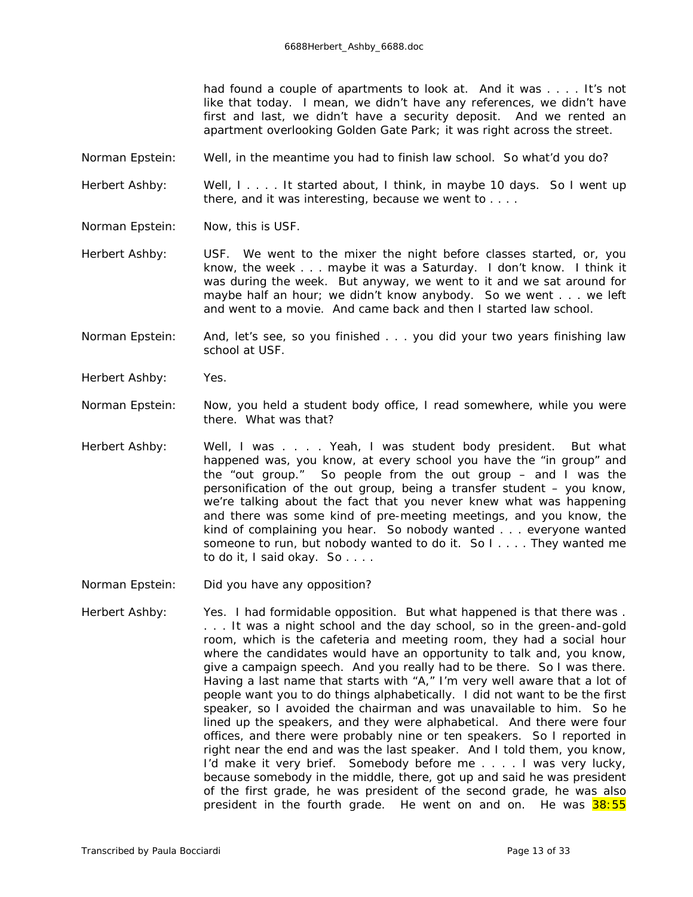had found a couple of apartments to look at. And it was . . . . It's not like that today. I mean, we didn't have any references, we didn't have first and last, we didn't have a security deposit. And we rented an apartment overlooking Golden Gate Park; it was right across the street.

Norman Epstein: Well, in the meantime you had to finish law school. So what'd you do?

Herbert Ashby: Well, I . . . . It started about, I think, in maybe 10 days. So I went up there, and it was interesting, because we went to . . . .

Norman Epstein: Now, this is USF.

Herbert Ashby: USF. We went to the mixer the night before classes started, or, you know, the week . . . maybe it was a Saturday. I don't know. I think it was during the week. But anyway, we went to it and we sat around for maybe half an hour; we didn't know anybody. So we went . . . we left and went to a movie. And came back and then I started law school.

Norman Epstein: And, let's see, so you finished . . . you did your two years finishing law school at USF.

Herbert Ashby: Yes.

Norman Epstein: Now, you held a student body office, I read somewhere, while you were there. What was that?

Herbert Ashby: Well, I was . . . . Yeah, I was student body president. But what happened was, you know, at every school you have the "in group" and the "out group." So people from the out group – and I was the personification of the out group, being a transfer student – you know, we're talking about the fact that you never knew what was happening and there was some kind of pre-meeting meetings, and you know, the kind of complaining you hear. So nobody wanted . . . everyone wanted someone to run, but nobody wanted to do it. So I . . . . They wanted me to do it, I said okay. So . . . .

Norman Epstein: Did you have any opposition?

Herbert Ashby: Yes. I had formidable opposition. But what happened is that there was . . . . It was a night school and the day school, so in the green-and-gold room, which is the cafeteria and meeting room, they had a social hour where the candidates would have an opportunity to talk and, you know, give a campaign speech. And you really had to be there. So I was there. Having a last name that starts with "A," I'm very well aware that a lot of people want you to do things alphabetically. I did not want to be the first speaker, so I avoided the chairman and was unavailable to him. So he lined up the speakers, and they were alphabetical. And there were four offices, and there were probably nine or ten speakers. So I reported in right near the end and was the last speaker. And I told them, you know, I'd make it very brief. Somebody before me . . . . I was very lucky, because somebody in the middle, there, got up and said he was president of the first grade, he was president of the second grade, he was also president in the fourth grade. He went on and on. He was 38:55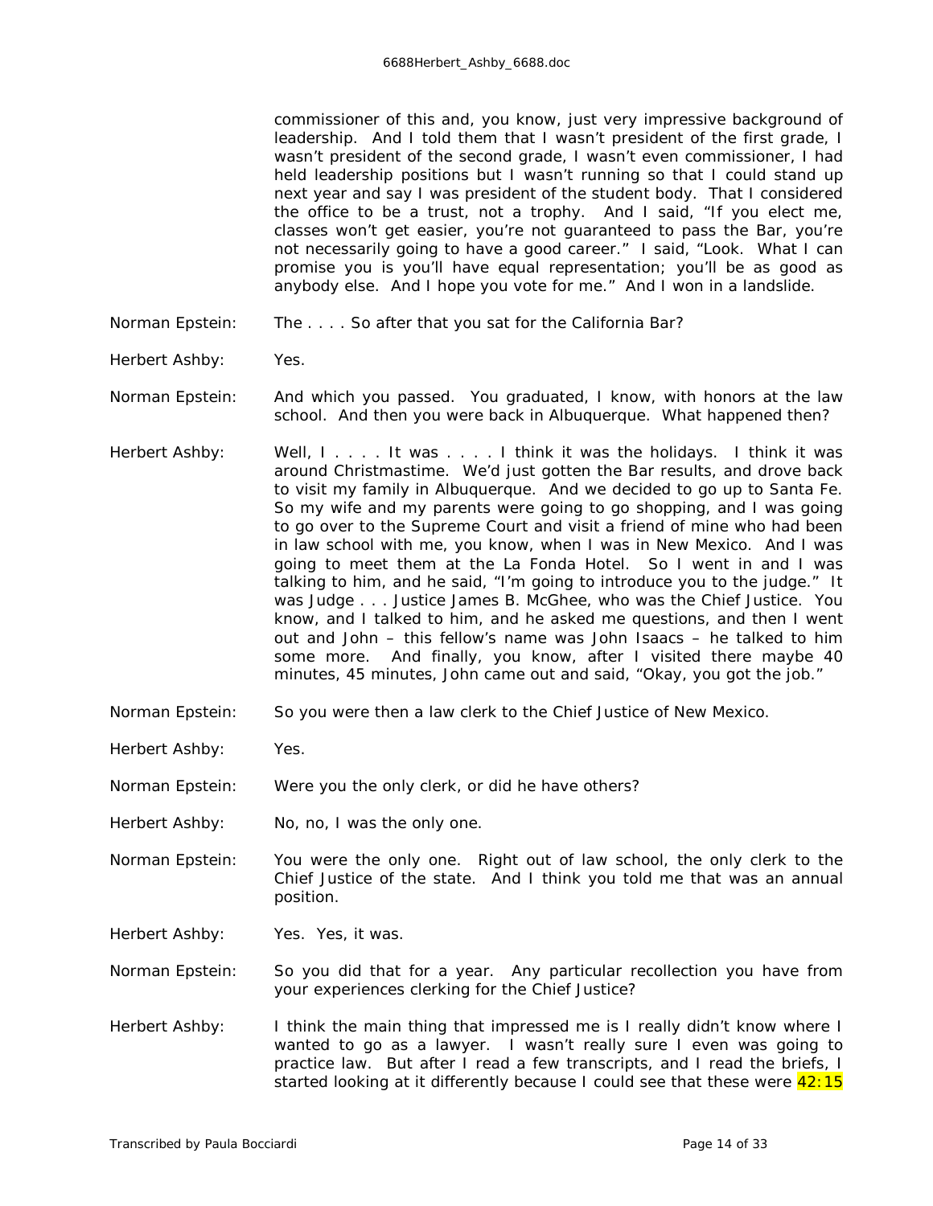commissioner of this and, you know, just very impressive background of leadership. And I told them that I wasn't president of the first grade, I wasn't president of the second grade, I wasn't even commissioner, I had held leadership positions but I wasn't running so that I could stand up next year and say I was president of the student body. That I considered the office to be a trust, not a trophy. And I said, "If you elect me, classes won't get easier, you're not guaranteed to pass the Bar, you're not necessarily going to have a good career." I said, "Look. What I can promise you is you'll have equal representation; you'll be as good as anybody else. And I hope you vote for me." And I won in a landslide.

Norman Epstein: The . . . . So after that you sat for the California Bar?

Herbert Ashby: Yes.

Norman Epstein: And which you passed. You graduated, I know, with honors at the law school. And then you were back in Albuquerque. What happened then?

Herbert Ashby: Well, I . . . . It was . . . . I think it was the holidays. I think it was around Christmastime. We'd just gotten the Bar results, and drove back to visit my family in Albuquerque. And we decided to go up to Santa Fe. So my wife and my parents were going to go shopping, and I was going to go over to the Supreme Court and visit a friend of mine who had been in law school with me, you know, when I was in New Mexico. And I was going to meet them at the La Fonda Hotel. So I went in and I was talking to him, and he said, "I'm going to introduce you to the judge." It was Judge . . . Justice James B. McGhee, who was the Chief Justice. You know, and I talked to him, and he asked me questions, and then I went out and John – this fellow's name was John Isaacs – he talked to him some more. And finally, you know, after I visited there maybe 40 minutes, 45 minutes, John came out and said, "Okay, you got the job."

Norman Epstein: So you were then a law clerk to the Chief Justice of New Mexico.

Herbert Ashby: Yes.

Norman Epstein: Were you the only clerk, or did he have others?

Herbert Ashby: No, no, I was the only one.

Norman Epstein: You were the only one. Right out of law school, the only clerk to the Chief Justice of the state. And I think you told me that was an annual position.

Herbert Ashby: Yes. Yes, it was.

Norman Epstein: So you did that for a year. Any particular recollection you have from your experiences clerking for the Chief Justice?

Herbert Ashby: I think the main thing that impressed me is I really didn't know where I wanted to go as a lawyer. I wasn't really sure I even was going to practice law. But after I read a few transcripts, and I read the briefs, I started looking at it differently because I could see that these were 42:15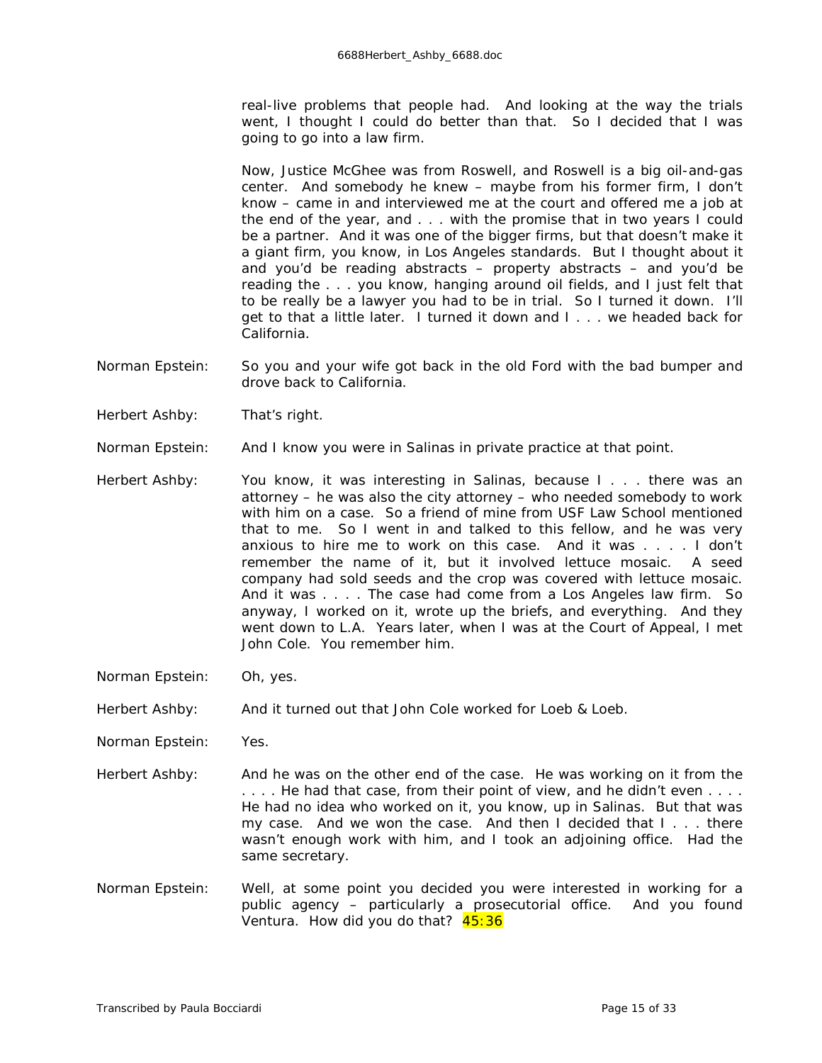real-live problems that people had. And looking at the way the trials went, I thought I could do better than that. So I decided that I was going to go into a law firm.

Now, Justice McGhee was from Roswell, and Roswell is a big oil-and-gas center. And somebody he knew – maybe from his former firm, I don't know – came in and interviewed me at the court and offered me a job at the end of the year, and . . . with the promise that in two years I could be a partner. And it was one of the bigger firms, but that doesn't make it a giant firm, you know, in Los Angeles standards. But I thought about it and you'd be reading abstracts – property abstracts – and you'd be reading the . . . you know, hanging around oil fields, and I just felt that to be really be a lawyer you had to be in trial. So I turned it down. I'll get to that a little later. I turned it down and I . . . we headed back for California.

Norman Epstein: So you and your wife got back in the old Ford with the bad bumper and drove back to California.

Herbert Ashby: That's right.

Norman Epstein: And I know you were in Salinas in private practice at that point.

Herbert Ashby: You know, it was interesting in Salinas, because I . . . there was an attorney – he was also the city attorney – who needed somebody to work with him on a case. So a friend of mine from USF Law School mentioned that to me. So I went in and talked to this fellow, and he was very anxious to hire me to work on this case. And it was . . . . I don't remember the name of it, but it involved lettuce mosaic. A seed company had sold seeds and the crop was covered with lettuce mosaic. And it was . . . . The case had come from a Los Angeles law firm. So anyway, I worked on it, wrote up the briefs, and everything. And they went down to L.A. Years later, when I was at the Court of Appeal, I met John Cole. You remember him.

Norman Epstein: Oh, yes.

Herbert Ashby: And it turned out that John Cole worked for Loeb & Loeb.

Norman Epstein: Yes.

Herbert Ashby: And he was on the other end of the case. He was working on it from the . . . . He had that case, from their point of view, and he didn't even . . . . He had no idea who worked on it, you know, up in Salinas. But that was my case. And we won the case. And then I decided that I . . . there wasn't enough work with him, and I took an adjoining office. Had the same secretary.

Norman Epstein: Well, at some point you decided you were interested in working for a public agency – particularly a prosecutorial office. And you found Ventura. How did you do that? 45:36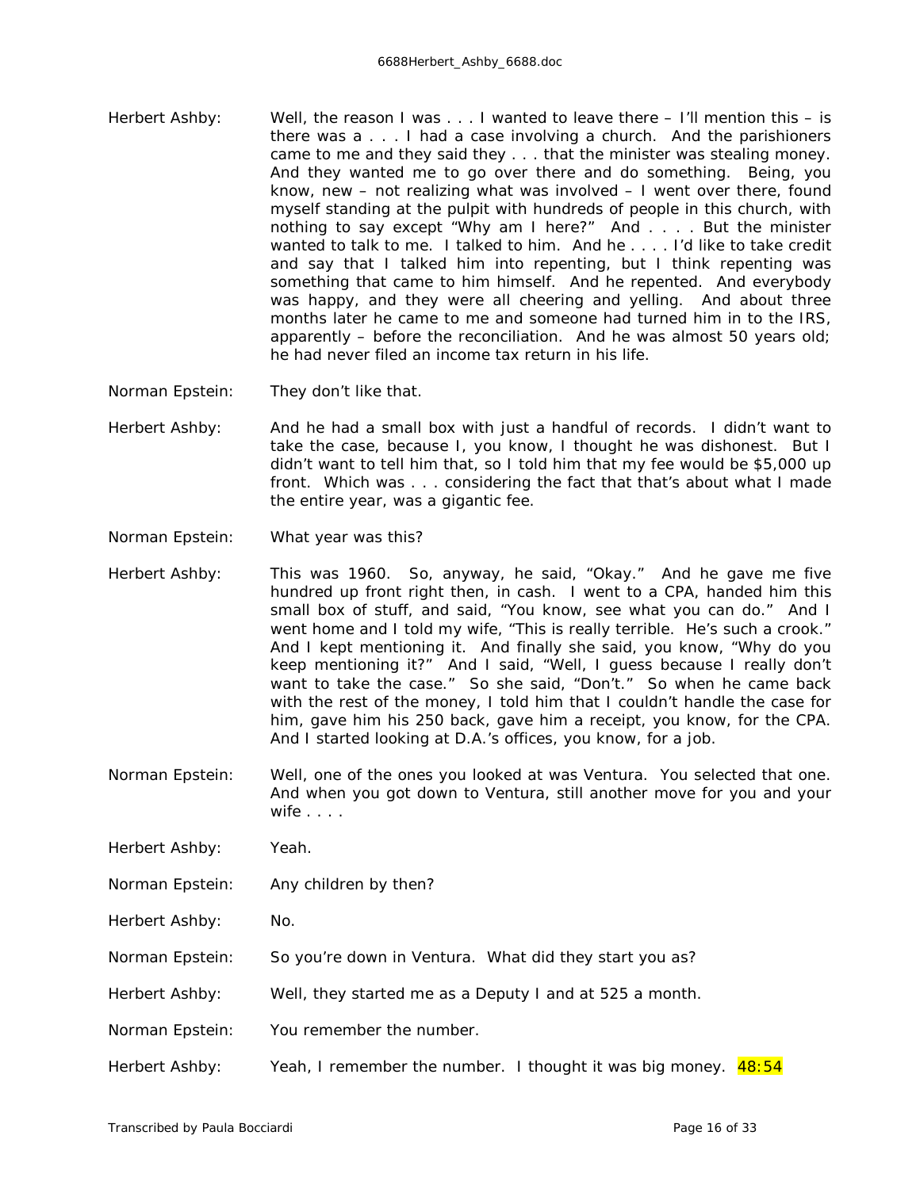Herbert Ashby: Well, the reason I was . . . I wanted to leave there – I'll mention this – is there was a . . . I had a case involving a church. And the parishioners came to me and they said they . . . that the minister was stealing money. And they wanted me to go over there and do something. Being, you know, new – not realizing what was involved – I went over there, found myself standing at the pulpit with hundreds of people in this church, with nothing to say except "Why am I here?" And . . . . But the minister wanted to talk to me. I talked to him. And he . . . . I'd like to take credit and say that I talked him into repenting, but I think repenting was something that came to him himself. And he repented. And everybody was happy, and they were all cheering and yelling. And about three months later he came to me and someone had turned him in to the IRS, apparently – before the reconciliation. And he was almost 50 years old; he had never filed an income tax return in his life.

Norman Epstein: They don't like that.

Herbert Ashby: And he had a small box with just a handful of records. I didn't want to take the case, because I, you know, I thought he was dishonest. But I didn't want to tell him that, so I told him that my fee would be $5,000 up front. Which was . . . considering the fact that that's about what I made the entire year, was a gigantic fee.

Norman Epstein: What year was this?

Herbert Ashby: This was 1960. So, anyway, he said, "Okay." And he gave me five hundred up front right then, in cash. I went to a CPA, handed him this small box of stuff, and said, "You know, see what you can do." And I went home and I told my wife, "This is really terrible. He's such a crook." And I kept mentioning it. And finally she said, you know, "Why do you keep mentioning it?" And I said, "Well, I guess because I really don't want to take the case." So she said, "Don't." So when he came back with the rest of the money, I told him that I couldn't handle the case for him, gave him his 250 back, gave him a receipt, you know, for the CPA. And I started looking at D.A.'s offices, you know, for a job.

Norman Epstein: Well, one of the ones you looked at was Ventura. You selected that one. And when you got down to Ventura, still another move for you and your wife . . . .

Herbert Ashby: Yeah.

Norman Epstein: Any children by then?

Herbert Ashby: No.

Norman Epstein: So you're down in Ventura. What did they start you as?

Herbert Ashby: Well, they started me as a Deputy I and at 525 a month.

Norman Epstein: You remember the number.

Herbert Ashby: Yeah, I remember the number. I thought it was big money. 48:54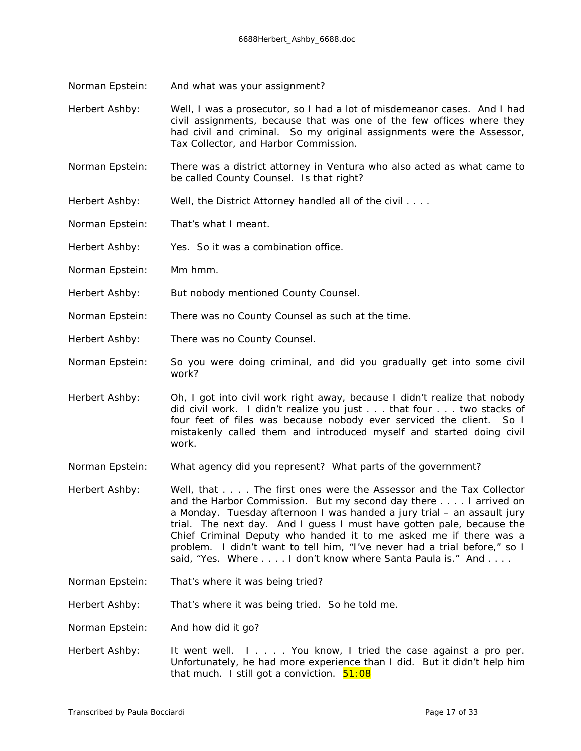Norman Epstein: And what was your assignment?

Herbert Ashby: Well, I was a prosecutor, so I had a lot of misdemeanor cases. And I had civil assignments, because that was one of the few offices where they had civil and criminal. So my original assignments were the Assessor, Tax Collector, and Harbor Commission.

Norman Epstein: There was a district attorney in Ventura who also acted as what came to be called County Counsel. Is that right?

Herbert Ashby: Well, the District Attorney handled all of the civil . . . .

Norman Epstein: That's what I meant.

Herbert Ashby: Yes. So it was a combination office.

Norman Epstein: Mm hmm.

Herbert Ashby: But nobody mentioned County Counsel.

Norman Epstein: There was no County Counsel as such at the time.

Herbert Ashby: There was no County Counsel.

Norman Epstein: So you were doing criminal, and did you gradually get into some civil work?

Herbert Ashby: Oh, I got into civil work right away, because I didn't realize that nobody did civil work. I didn't realize you just . . . that four . . . two stacks of four feet of files was because nobody ever serviced the client. So I mistakenly called them and introduced myself and started doing civil work.

Norman Epstein: What agency did you represent? What parts of the government?

Herbert Ashby: Well, that . . . . The first ones were the Assessor and the Tax Collector and the Harbor Commission. But my second day there . . . . I arrived on a Monday. Tuesday afternoon I was handed a jury trial – an assault jury trial. The next day. And I guess I must have gotten pale, because the Chief Criminal Deputy who handed it to me asked me if there was a problem. I didn't want to tell him, "I've never had a trial before," so I said, "Yes. Where . . . . I don't know where Santa Paula is." And . . . .

Norman Epstein: That's where it was being tried?

Herbert Ashby: That's where it was being tried. So he told me.

Norman Epstein: And how did it go?

Herbert Ashby: It went well. I . . . . You know, I tried the case against a pro per. Unfortunately, he had more experience than I did. But it didn't help him that much. I still got a conviction. 51:08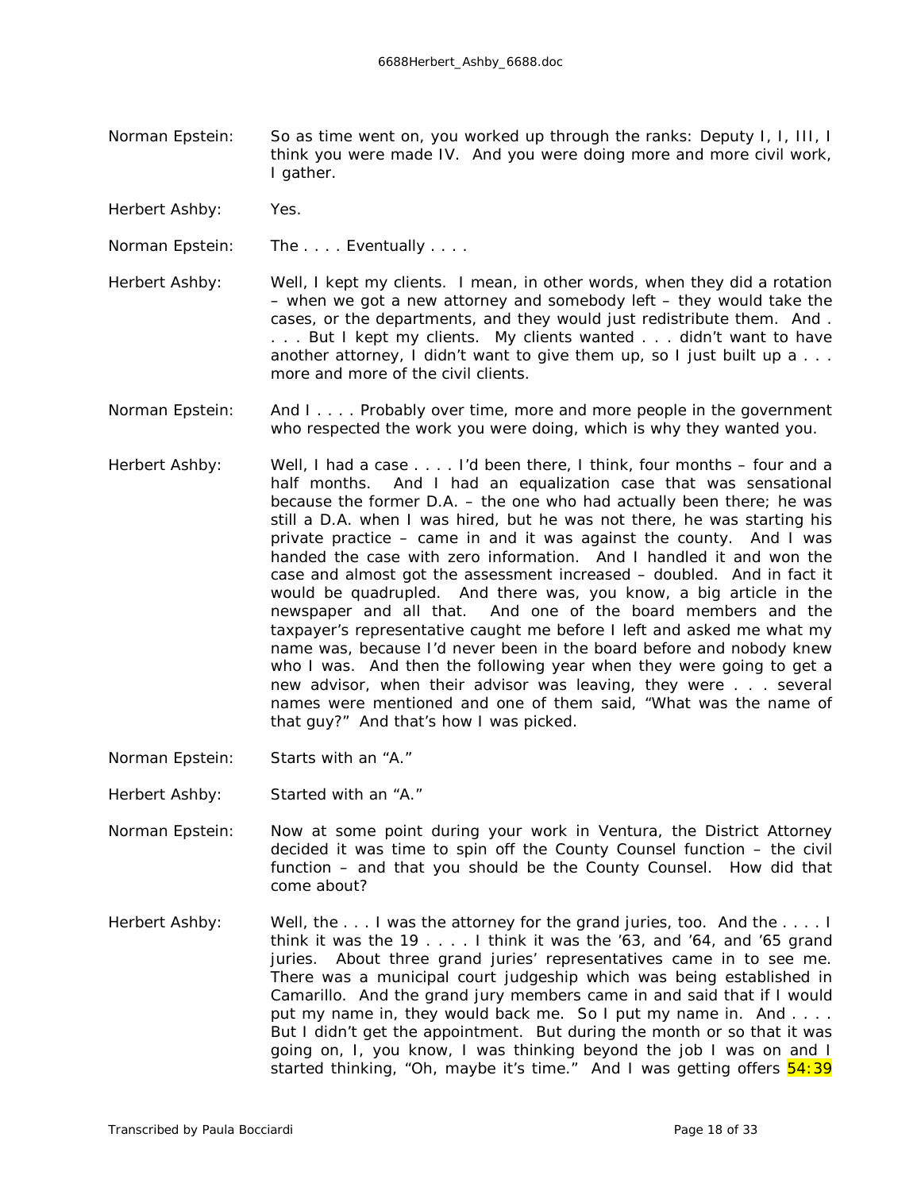Norman Epstein: So as time went on, you worked up through the ranks: Deputy I, I, III, I think you were made IV. And you were doing more and more civil work, I gather.

Herbert Ashby: Yes.

Norman Epstein: The . . . . Eventually . . . .

Herbert Ashby: Well, I kept my clients. I mean, in other words, when they did a rotation – when we got a new attorney and somebody left – they would take the cases, or the departments, and they would just redistribute them. And . . . . But I kept my clients. My clients wanted . . . didn't want to have another attorney, I didn't want to give them up, so I just built up a . . . more and more of the civil clients.

Norman Epstein: And I . . . . Probably over time, more and more people in the government who respected the work you were doing, which is why they wanted you.

Herbert Ashby: Well, I had a case . . . . I'd been there, I think, four months – four and a half months. And I had an equalization case that was sensational because the former D.A. – the one who had actually been there; he was still a D.A. when I was hired, but he was not there, he was starting his private practice – came in and it was against the county. And I was handed the case with zero information. And I handled it and won the case and almost got the assessment increased – doubled. And in fact it would be quadrupled. And there was, you know, a big article in the newspaper and all that. And one of the board members and the taxpayer's representative caught me before I left and asked me what my name was, because I'd never been in the board before and nobody knew who I was. And then the following year when they were going to get a new advisor, when their advisor was leaving, they were . . . several names were mentioned and one of them said, "What was the name of that guy?" And that's how I was picked.

Norman Epstein: Starts with an "A."

Herbert Ashby: Started with an "A."

Norman Epstein: Now at some point during your work in Ventura, the District Attorney decided it was time to spin off the County Counsel function – the civil function – and that you should be the County Counsel. How did that come about?

Herbert Ashby: Well, the . . . I was the attorney for the grand juries, too. And the . . . . I think it was the 19 . . . . I think it was the '63, and '64, and '65 grand juries. About three grand juries' representatives came in to see me. There was a municipal court judgeship which was being established in Camarillo. And the grand jury members came in and said that if I would put my name in, they would back me. So I put my name in. And . . . . But I didn't get the appointment. But during the month or so that it was going on, I, you know, I was thinking beyond the job I was on and I started thinking, "Oh, maybe it's time." And I was getting offers 54:39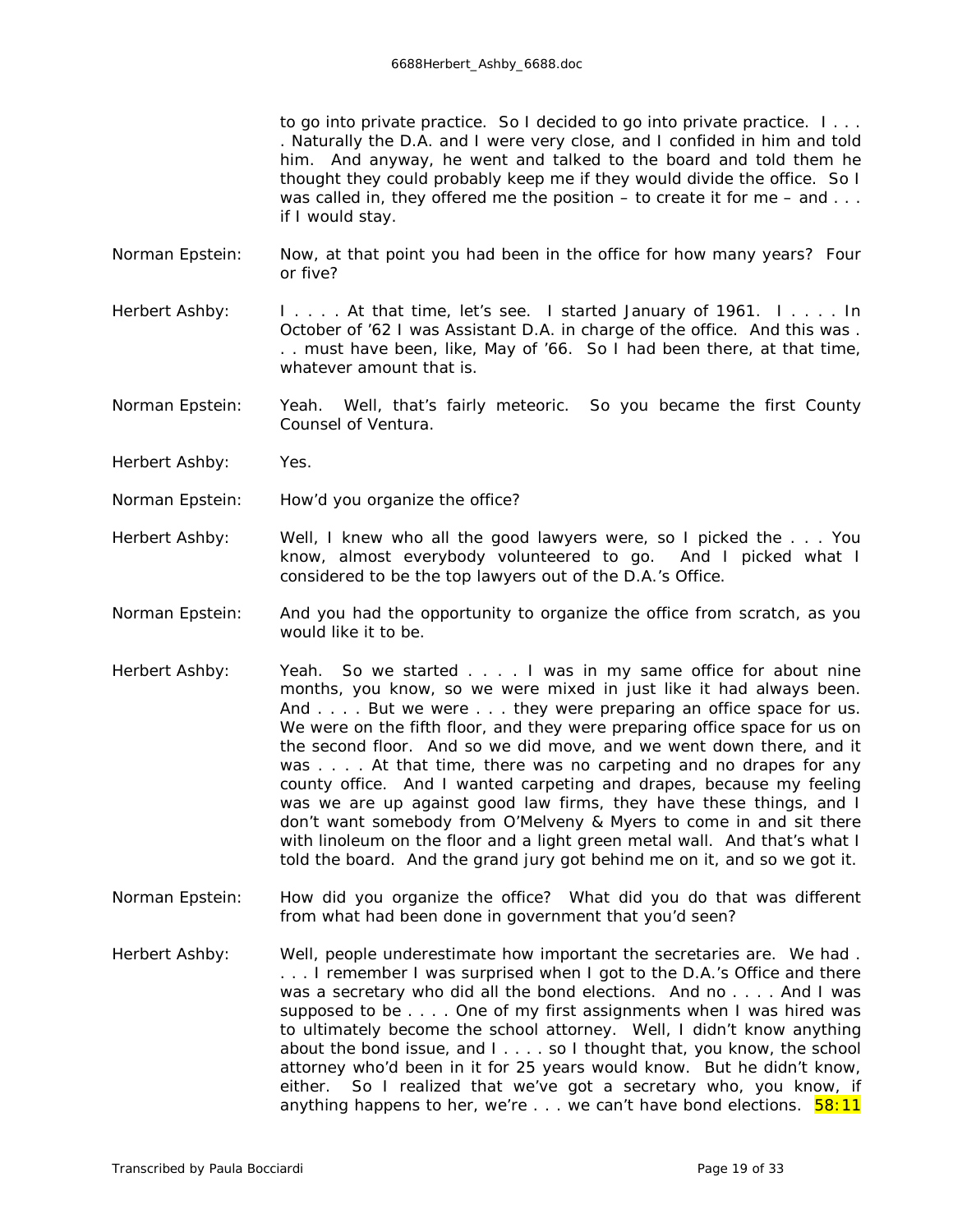to go into private practice. So I decided to go into private practice. I . . . . Naturally the D.A. and I were very close, and I confided in him and told him. And anyway, he went and talked to the board and told them he thought they could probably keep me if they would divide the office. So I was called in, they offered me the position – to create it for me – and . . . if I would stay.

Norman Epstein: Now, at that point you had been in the office for how many years? Four or five?

Herbert Ashby: I . . . . At that time, let's see. I started January of 1961. I . . . . In October of '62 I was Assistant D.A. in charge of the office. And this was . . . must have been, like, May of '66. So I had been there, at that time, whatever amount that is.

Norman Epstein: Yeah. Well, that's fairly meteoric. So you became the first County Counsel of Ventura.

Herbert Ashby: Yes.

Norman Epstein: How'd you organize the office?

Herbert Ashby: Well, I knew who all the good lawyers were, so I picked the . . . You know, almost everybody volunteered to go. And I picked what I considered to be the top lawyers out of the D.A.'s Office.

Norman Epstein: And you had the opportunity to organize the office from scratch, as you would like it to be.

Herbert Ashby: Yeah. So we started . . . . I was in my same office for about nine months, you know, so we were mixed in just like it had always been. And . . . . But we were . . . they were preparing an office space for us. We were on the fifth floor, and they were preparing office space for us on the second floor. And so we did move, and we went down there, and it was . . . . At that time, there was no carpeting and no drapes for any county office. And I wanted carpeting and drapes, because my feeling was we are up against good law firms, they have these things, and I don't want somebody from O'Melveny & Myers to come in and sit there with linoleum on the floor and a light green metal wall. And that's what I told the board. And the grand jury got behind me on it, and so we got it.

Norman Epstein: How did you organize the office? What did you do that was different from what had been done in government that you'd seen?

Herbert Ashby: Well, people underestimate how important the secretaries are. We had . . . . I remember I was surprised when I got to the D.A.'s Office and there was a secretary who did all the bond elections. And no . . . . And I was supposed to be . . . . One of my first assignments when I was hired was to ultimately become the school attorney. Well, I didn't know anything about the bond issue, and I . . . . so I thought that, you know, the school attorney who'd been in it for 25 years would know. But he didn't know, either. So I realized that we've got a secretary who, you know, if anything happens to her, we're . . . we can't have bond elections. 58:11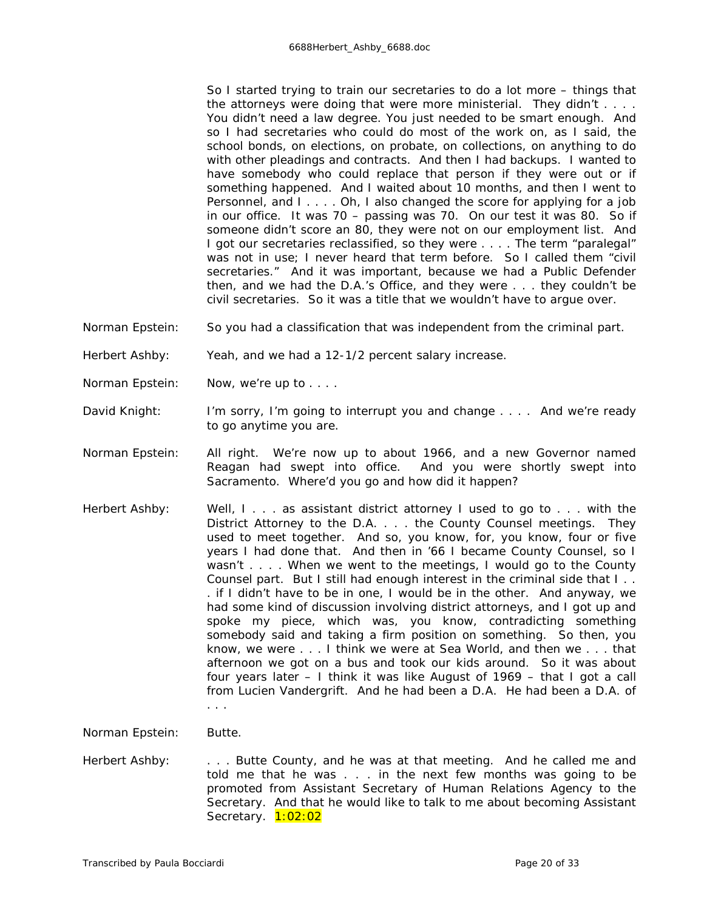So I started trying to train our secretaries to do a lot more – things that the attorneys were doing that were more ministerial. They didn't . . . . You didn't need a law degree. You just needed to be smart enough. And so I had secretaries who could do most of the work on, as I said, the school bonds, on elections, on probate, on collections, on anything to do with other pleadings and contracts. And then I had backups. I wanted to have somebody who could replace that person if they were out or if something happened. And I waited about 10 months, and then I went to Personnel, and I . . . . Oh, I also changed the score for applying for a job in our office. It was 70 – passing was 70. On our test it was 80. So if someone didn't score an 80, they were not on our employment list. And I got our secretaries reclassified, so they were . . . . The term "paralegal" was not in use; I never heard that term before. So I called them "civil secretaries." And it was important, because we had a Public Defender then, and we had the D.A.'s Office, and they were . . . they couldn't be civil secretaries. So it was a title that we wouldn't have to argue over.

Norman Epstein: So you had a classification that was independent from the criminal part.

Herbert Ashby: Yeah, and we had a 12-1/2 percent salary increase.

Norman Epstein: Now, we're up to . . . .

David Knight: I'm sorry, I'm going to interrupt you and change . . . . And we're ready to go anytime you are.

Norman Epstein: All right. We're now up to about 1966, and a new Governor named Reagan had swept into office. And you were shortly swept into Sacramento. Where'd you go and how did it happen?

Herbert Ashby: Well, I . . . as assistant district attorney I used to go to . . . with the District Attorney to the D.A. . . . the County Counsel meetings. They used to meet together. And so, you know, for, you know, four or five years I had done that. And then in '66 I became County Counsel, so I wasn't . . . . When we went to the meetings, I would go to the County Counsel part. But I still had enough interest in the criminal side that I . . . if I didn't have to be in one, I would be in the other. And anyway, we had some kind of discussion involving district attorneys, and I got up and spoke my piece, which was, you know, contradicting something somebody said and taking a firm position on something. So then, you know, we were . . . I think we were at Sea World, and then we . . . that afternoon we got on a bus and took our kids around. So it was about four years later – I think it was like August of 1969 – that I got a call from Lucien Vandergrift. And he had been a D.A. He had been a D.A. of . . .

Norman Epstein: Butte.

Herbert Ashby: . . . Butte County, and he was at that meeting. And he called me and told me that he was . . . in the next few months was going to be promoted from Assistant Secretary of Human Relations Agency to the Secretary. And that he would like to talk to me about becoming Assistant Secretary. 1:02:02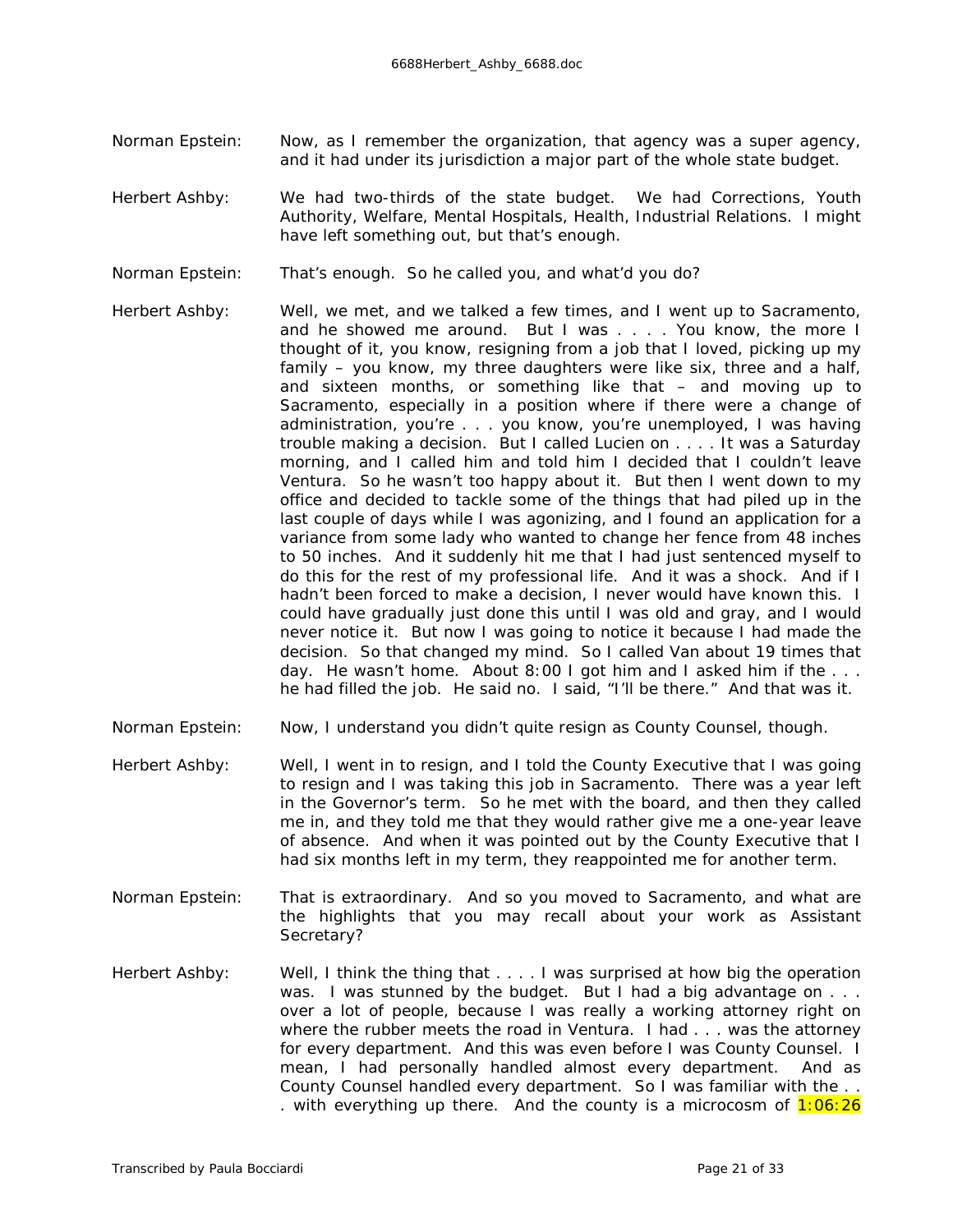Norman Epstein: Now, as I remember the organization, that agency was a super agency, and it had under its jurisdiction a major part of the whole state budget.

Herbert Ashby: We had two-thirds of the state budget. We had Corrections, Youth Authority, Welfare, Mental Hospitals, Health, Industrial Relations. I might have left something out, but that's enough.

Norman Epstein: That's enough. So he called you, and what'd you do?

Herbert Ashby: Well, we met, and we talked a few times, and I went up to Sacramento, and he showed me around. But I was . . . . You know, the more I thought of it, you know, resigning from a job that I loved, picking up my family – you know, my three daughters were like six, three and a half, and sixteen months, or something like that – and moving up to Sacramento, especially in a position where if there were a change of administration, you're . . . you know, you're unemployed, I was having trouble making a decision. But I called Lucien on . . . . It was a Saturday morning, and I called him and told him I decided that I couldn't leave Ventura. So he wasn't too happy about it. But then I went down to my office and decided to tackle some of the things that had piled up in the last couple of days while I was agonizing, and I found an application for a variance from some lady who wanted to change her fence from 48 inches to 50 inches. And it suddenly hit me that I had just sentenced myself to do this for the rest of my professional life. And it was a shock. And if I hadn't been forced to make a decision, I never would have known this. I could have gradually just done this until I was old and gray, and I would never notice it. But now I was going to notice it because I had made the decision. So that changed my mind. So I called Van about 19 times that day. He wasn't home. About 8:00 I got him and I asked him if the . . . he had filled the job. He said no. I said, "I'll be there." And that was it.

Norman Epstein: Now, I understand you didn't quite resign as County Counsel, though.

Herbert Ashby: Well, I went in to resign, and I told the County Executive that I was going to resign and I was taking this job in Sacramento. There was a year left in the Governor's term. So he met with the board, and then they called me in, and they told me that they would rather give me a one-year leave of absence. And when it was pointed out by the County Executive that I had six months left in my term, they reappointed me for another term.

Norman Epstein: That is extraordinary. And so you moved to Sacramento, and what are the highlights that you may recall about your work as Assistant Secretary?

Herbert Ashby: Well, I think the thing that . . . . I was surprised at how big the operation was. I was stunned by the budget. But I had a big advantage on . . . over a lot of people, because I was really a working attorney right on where the rubber meets the road in Ventura. I had . . . was the attorney for every department. And this was even before I was County Counsel. I mean, I had personally handled almost every department. And as County Counsel handled every department. So I was familiar with the . . . with everything up there. And the county is a microcosm of 1:06:26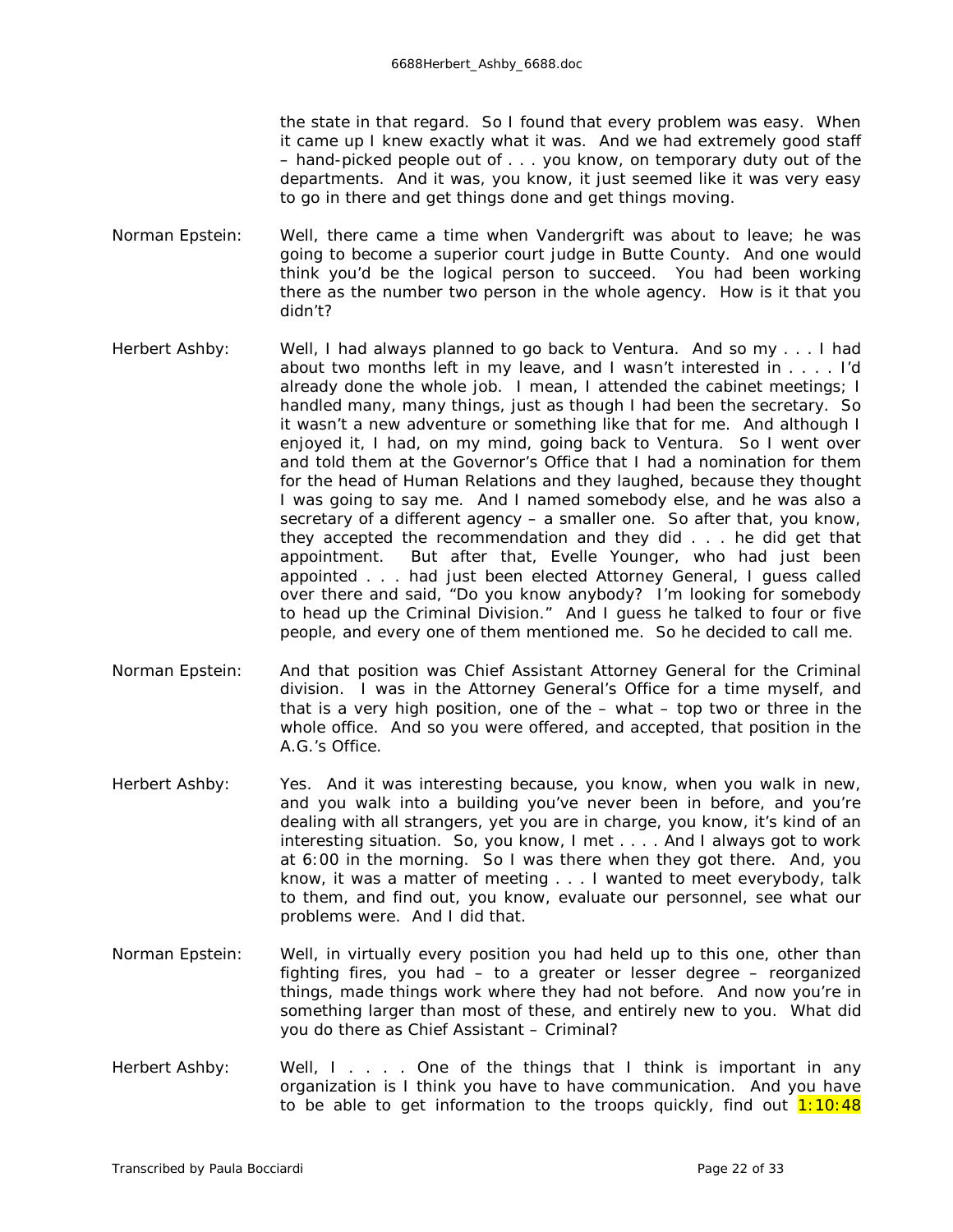the state in that regard. So I found that every problem was easy. When it came up I knew exactly what it was. And we had extremely good staff – hand-picked people out of . . . you know, on temporary duty out of the departments. And it was, you know, it just seemed like it was very easy to go in there and get things done and get things moving.

Norman Epstein: Well, there came a time when Vandergrift was about to leave; he was going to become a superior court judge in Butte County. And one would think you'd be the logical person to succeed. You had been working there as the number two person in the whole agency. How is it that you didn't?

Herbert Ashby: Well, I had always planned to go back to Ventura. And so my . . . I had about two months left in my leave, and I wasn't interested in . . . . I'd already done the whole job. I mean, I attended the cabinet meetings; I handled many, many things, just as though I had been the secretary. So it wasn't a new adventure or something like that for me. And although I enjoyed it, I had, on my mind, going back to Ventura. So I went over and told them at the Governor's Office that I had a nomination for them for the head of Human Relations and they laughed, because they thought I was going to say me. And I named somebody else, and he was also a secretary of a different agency – a smaller one. So after that, you know, they accepted the recommendation and they did . . . he did get that appointment. But after that, Evelle Younger, who had just been appointed . . . had just been elected Attorney General, I guess called over there and said, "Do you know anybody? I'm looking for somebody to head up the Criminal Division." And I guess he talked to four or five people, and every one of them mentioned me. So he decided to call me.

Norman Epstein: And that position was Chief Assistant Attorney General for the Criminal division. I was in the Attorney General's Office for a time myself, and that is a very high position, one of the – what – top two or three in the whole office. And so you were offered, and accepted, that position in the A.G.'s Office.

Herbert Ashby: Yes. And it was interesting because, you know, when you walk in new, and you walk into a building you've never been in before, and you're dealing with all strangers, yet you are in charge, you know, it's kind of an interesting situation. So, you know, I met . . . . And I always got to work at 6:00 in the morning. So I was there when they got there. And, you know, it was a matter of meeting . . . I wanted to meet everybody, talk to them, and find out, you know, evaluate our personnel, see what our problems were. And I did that.

Norman Epstein: Well, in virtually every position you had held up to this one, other than fighting fires, you had – to a greater or lesser degree – reorganized things, made things work where they had not before. And now you're in something larger than most of these, and entirely new to you. What did you do there as Chief Assistant – Criminal?

Herbert Ashby: Well, I . . . . One of the things that I think is important in any organization is I think you have to have communication. And you have to be able to get information to the troops quickly, find out 1:10:48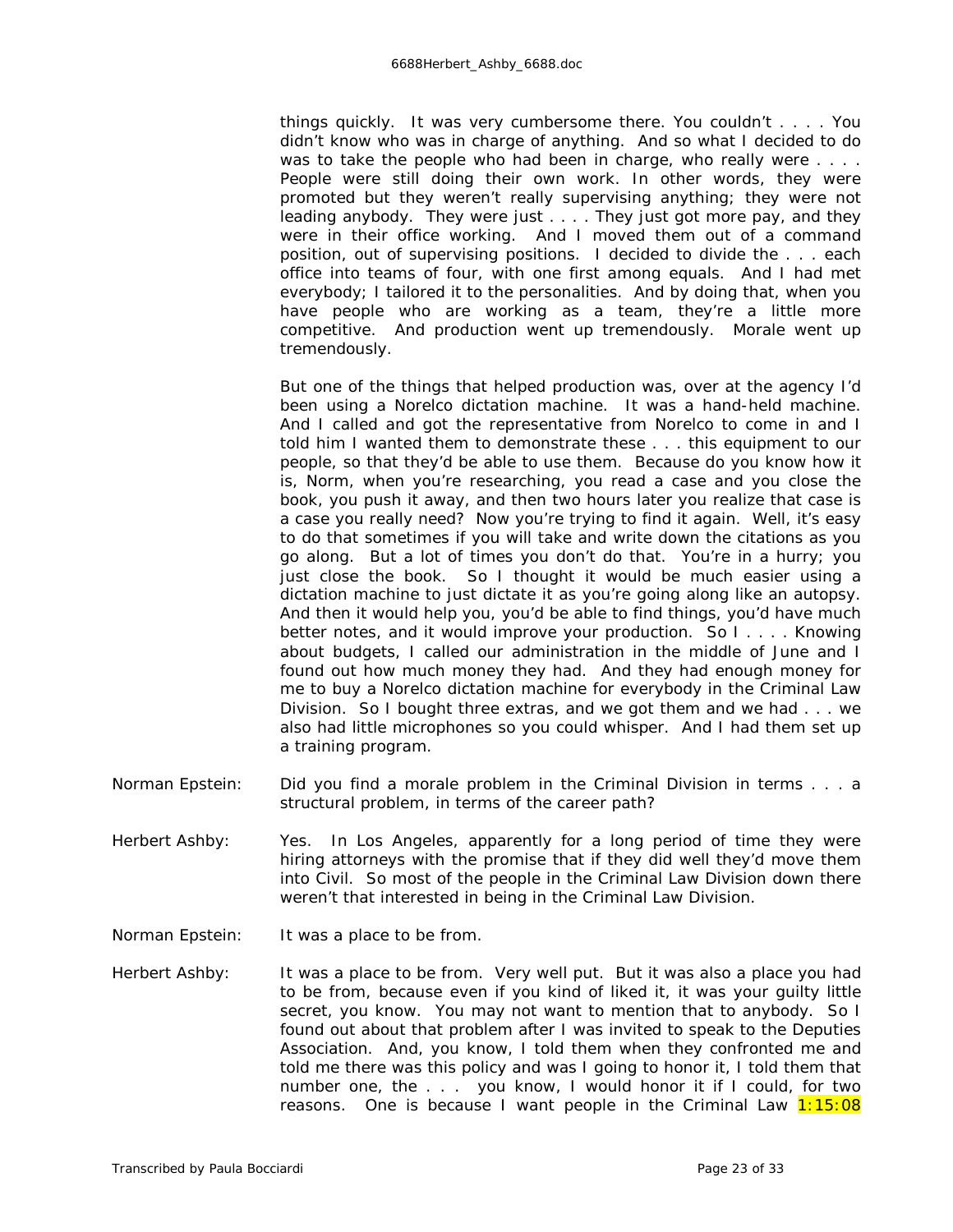things quickly. It was very cumbersome there. You couldn't . . . . You didn't know who was in charge of anything. And so what I decided to do was to take the people who had been in charge, who really were . . . . People were still doing their own work. In other words, they were promoted but they weren't really supervising anything; they were not leading anybody. They were just . . . . They just got more pay, and they were in their office working. And I moved them out of a command position, out of supervising positions. I decided to divide the . . . each office into teams of four, with one first among equals. And I had met everybody; I tailored it to the personalities. And by doing that, when you have people who are working as a team, they're a little more competitive. And production went up tremendously. Morale went up tremendously.

But one of the things that helped production was, over at the agency I'd been using a Norelco dictation machine. It was a hand-held machine. And I called and got the representative from Norelco to come in and I told him I wanted them to demonstrate these . . . this equipment to our people, so that they'd be able to use them. Because do you know how it is, Norm, when you're researching, you read a case and you close the book, you push it away, and then two hours later you realize that case is a case you really need? Now you're trying to find it again. Well, it's easy to do that sometimes if you will take and write down the citations as you go along. But a lot of times you don't do that. You're in a hurry; you just close the book. So I thought it would be much easier using a dictation machine to just dictate it as you're going along like an autopsy. And then it would help you, you'd be able to find things, you'd have much better notes, and it would improve your production. So I . . . . Knowing about budgets, I called our administration in the middle of June and I found out how much money they had. And they had enough money for me to buy a Norelco dictation machine for everybody in the Criminal Law Division. So I bought three extras, and we got them and we had . . . we also had little microphones so you could whisper. And I had them set up a training program.

Norman Epstein: Did you find a morale problem in the Criminal Division in terms . . . a structural problem, in terms of the career path?

Herbert Ashby: Yes. In Los Angeles, apparently for a long period of time they were hiring attorneys with the promise that if they did well they'd move them into Civil. So most of the people in the Criminal Law Division down there weren't that interested in being in the Criminal Law Division.

Norman Epstein: It was a place to be from.

Herbert Ashby: It was a place to be from. Very well put. But it was also a place you had to be from, because even if you kind of liked it, it was your guilty little secret, you know. You may not want to mention that to anybody. So I found out about that problem after I was invited to speak to the Deputies Association. And, you know, I told them when they confronted me and told me there was this policy and was I going to honor it, I told them that number one, the . . . you know, I would honor it if I could, for two reasons. One is because I want people in the Criminal Law 1:15:08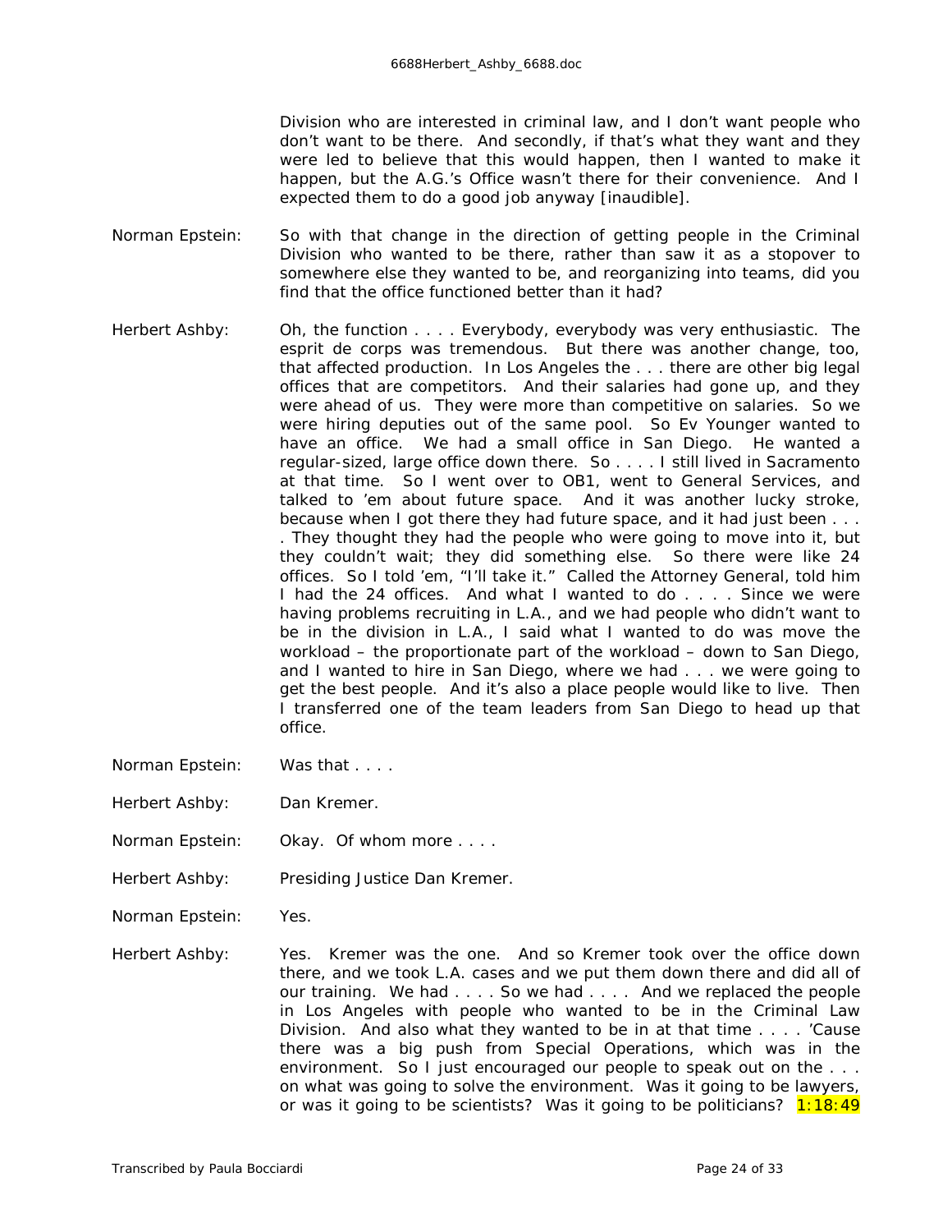Division who are interested in criminal law, and I don't want people who don't want to be there. And secondly, if that's what they want and they were led to believe that this would happen, then I wanted to make it happen, but the A.G.'s Office wasn't there for their convenience. And I expected them to do a good job anyway [inaudible].

Norman Epstein: So with that change in the direction of getting people in the Criminal Division who wanted to be there, rather than saw it as a stopover to somewhere else they wanted to be, and reorganizing into teams, did you find that the office functioned better than it had?

Herbert Ashby: Oh, the function . . . . Everybody, everybody was very enthusiastic. The esprit de corps was tremendous. But there was another change, too, that affected production. In Los Angeles the . . . there are other big legal offices that are competitors. And their salaries had gone up, and they were ahead of us. They were more than competitive on salaries. So we were hiring deputies out of the same pool. So Ev Younger wanted to have an office. We had a small office in San Diego. He wanted a regular-sized, large office down there. So . . . . I still lived in Sacramento at that time. So I went over to OB1, went to General Services, and talked to 'em about future space. And it was another lucky stroke, because when I got there they had future space, and it had just been . . . . They thought they had the people who were going to move into it, but they couldn't wait; they did something else. So there were like 24 offices. So I told 'em, "I'll take it." Called the Attorney General, told him I had the 24 offices. And what I wanted to do . . . . Since we were having problems recruiting in L.A., and we had people who didn't want to be in the division in L.A., I said what I wanted to do was move the workload – the proportionate part of the workload – down to San Diego, and I wanted to hire in San Diego, where we had . . . we were going to get the best people. And it's also a place people would like to live. Then I transferred one of the team leaders from San Diego to head up that office.

Norman Epstein: Was that . . . .

Herbert Ashby: Dan Kremer.

Norman Epstein: Okay. Of whom more . . . .

Herbert Ashby: Presiding Justice Dan Kremer.

Norman Epstein: Yes.

Herbert Ashby: Yes. Kremer was the one. And so Kremer took over the office down there, and we took L.A. cases and we put them down there and did all of our training. We had . . . . So we had . . . . And we replaced the people in Los Angeles with people who wanted to be in the Criminal Law Division. And also what they wanted to be in at that time . . . . 'Cause there was a big push from Special Operations, which was in the environment. So I just encouraged our people to speak out on the . . . on what was going to solve the environment. Was it going to be lawyers, or was it going to be scientists? Was it going to be politicians? 1:18:49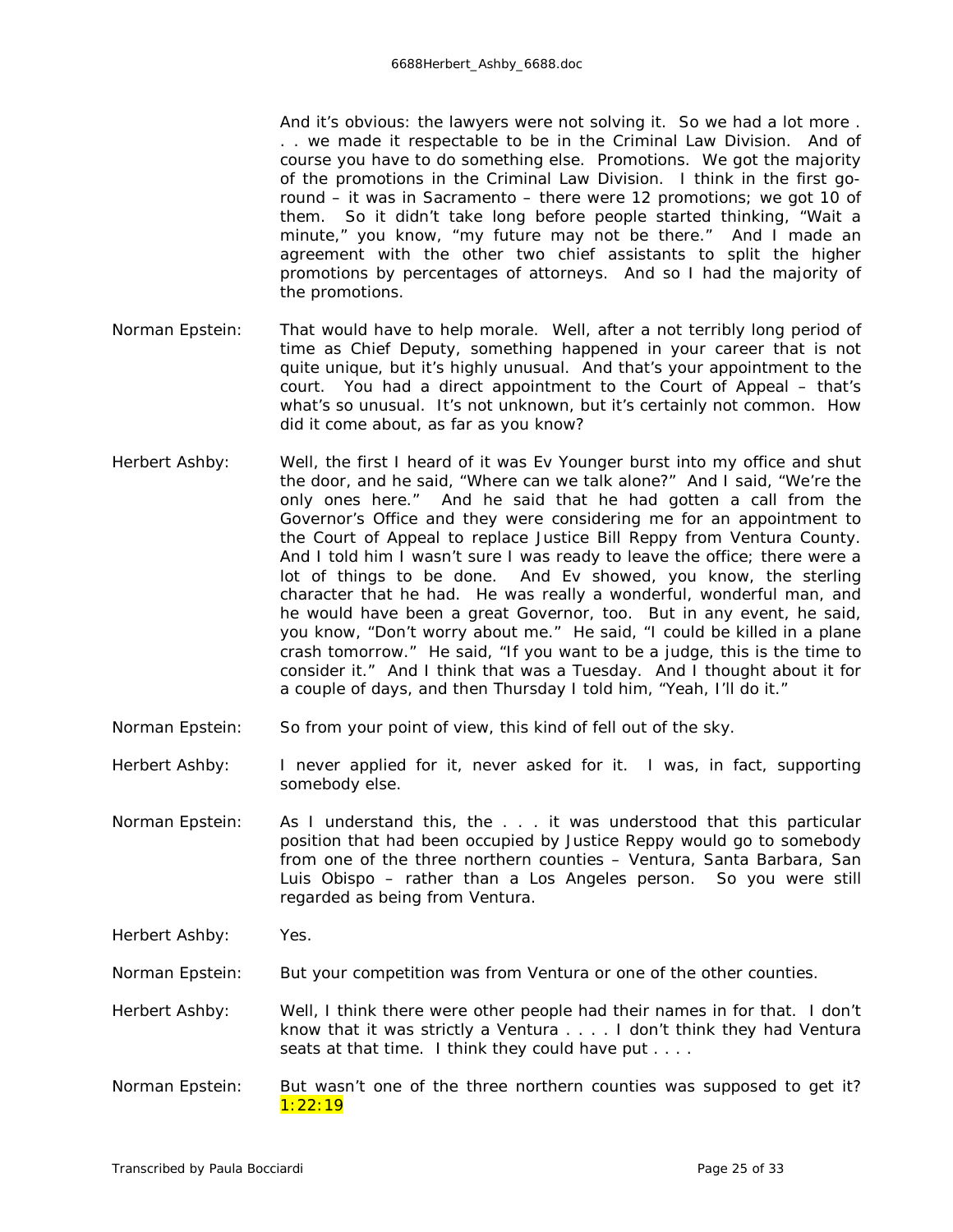And it's obvious: the lawyers were not solving it. So we had a lot more . . . we made it respectable to be in the Criminal Law Division. And of course you have to do something else. Promotions. We got the majority of the promotions in the Criminal Law Division. I think in the first go-round – it was in Sacramento – there were 12 promotions; we got 10 of them. So it didn't take long before people started thinking, "Wait a minute," you know, "my future may not be there." And I made an agreement with the other two chief assistants to split the higher promotions by percentages of attorneys. And so I had the majority of the promotions.

Norman Epstein: That would have to help morale. Well, after a not terribly long period of time as Chief Deputy, something happened in your career that is not quite unique, but it's highly unusual. And that's your appointment to the court. You had a direct appointment to the Court of Appeal – that's what's so unusual. It's not unknown, but it's certainly not common. How did it come about, as far as you know?

Herbert Ashby: Well, the first I heard of it was Ev Younger burst into my office and shut the door, and he said, "Where can we talk alone?" And I said, "We're the only ones here." And he said that he had gotten a call from the Governor's Office and they were considering me for an appointment to the Court of Appeal to replace Justice Bill Reppy from Ventura County. And I told him I wasn't sure I was ready to leave the office; there were a lot of things to be done. And Ev showed, you know, the sterling character that he had. He was really a wonderful, wonderful man, and he would have been a great Governor, too. But in any event, he said, you know, "Don't worry about me." He said, "I could be killed in a plane crash tomorrow." He said, "If you want to be a judge, this is the time to consider it." And I think that was a Tuesday. And I thought about it for a couple of days, and then Thursday I told him, "Yeah, I'll do it."

Norman Epstein: So from your point of view, this kind of fell out of the sky.

Herbert Ashby: I never applied for it, never asked for it. I was, in fact, supporting somebody else.

Norman Epstein: As I understand this, the . . . it was understood that this particular position that had been occupied by Justice Reppy would go to somebody from one of the three northern counties – Ventura, Santa Barbara, San Luis Obispo – rather than a Los Angeles person. So you were still regarded as being from Ventura.

Herbert Ashby: Yes.

Norman Epstein: But your competition was from Ventura or one of the other counties.

Herbert Ashby: Well, I think there were other people had their names in for that. I don't know that it was strictly a Ventura . . . . I don't think they had Ventura seats at that time. I think they could have put . . . .

Norman Epstein: But wasn't one of the three northern counties was supposed to get it? 1:22:19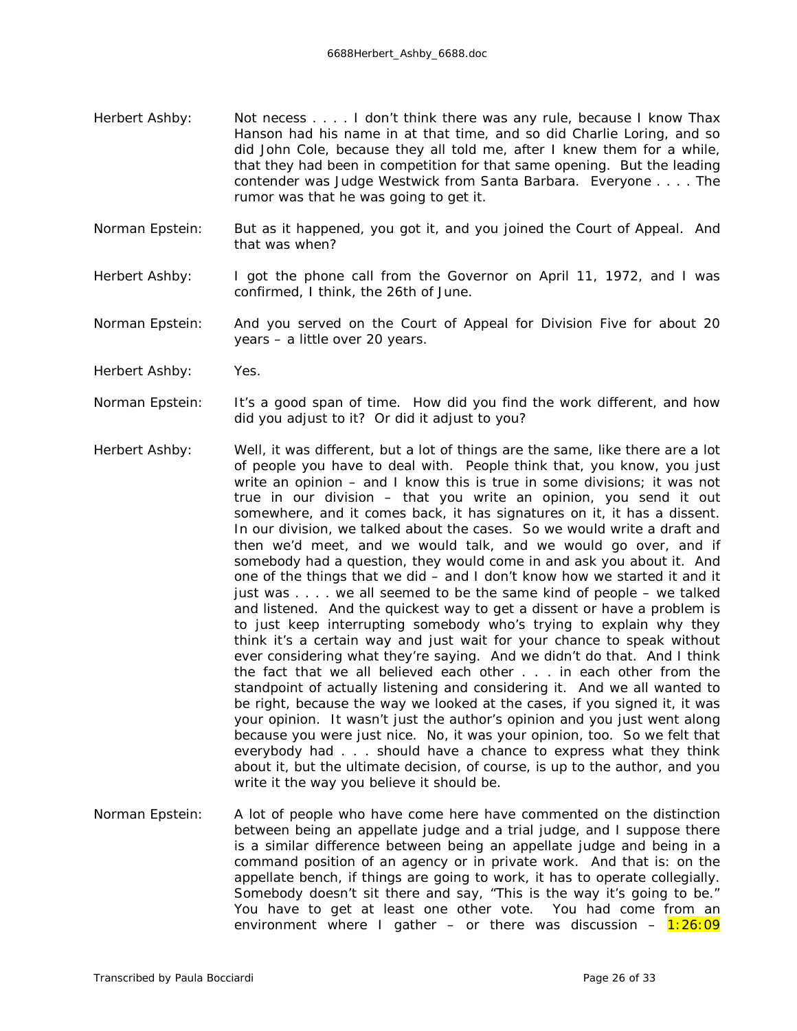Herbert Ashby: Not necess . . . . I don't think there was any rule, because I know Thax Hanson had his name in at that time, and so did Charlie Loring, and so did John Cole, because they all told me, after I knew them for a while, that they had been in competition for that same opening. But the leading contender was Judge Westwick from Santa Barbara. Everyone . . . . The rumor was that he was going to get it.

Norman Epstein: But as it happened, you got it, and you joined the Court of Appeal. And that was when?

Herbert Ashby: I got the phone call from the Governor on April 11, 1972, and I was confirmed, I think, the 26th of June.

Norman Epstein: And you served on the Court of Appeal for Division Five for about 20 years – a little over 20 years.

Herbert Ashby: Yes.

Norman Epstein: It's a good span of time. How did you find the work different, and how did you adjust to it? Or did it adjust to you?

Herbert Ashby: Well, it was different, but a lot of things are the same, like there are a lot of people you have to deal with. People think that, you know, you just write an opinion – and I know this is true in some divisions; it was not true in our division – that you write an opinion, you send it out somewhere, and it comes back, it has signatures on it, it has a dissent. In our division, we talked about the cases. So we would write a draft and then we'd meet, and we would talk, and we would go over, and if somebody had a question, they would come in and ask you about it. And one of the things that we did – and I don't know how we started it and it just was . . . . we all seemed to be the same kind of people – we talked and listened. And the quickest way to get a dissent or have a problem is to just keep interrupting somebody who's trying to explain why they think it's a certain way and just wait for your chance to speak without ever considering what they're saying. And we didn't do that. And I think the fact that we all believed each other . . . in each other from the standpoint of actually listening and considering it. And we all wanted to be right, because the way we looked at the cases, if you signed it, it was your opinion. It wasn't just the author's opinion and you just went along because you were just nice. No, it was your opinion, too. So we felt that everybody had . . . should have a chance to express what they think about it, but the ultimate decision, of course, is up to the author, and you write it the way you believe it should be.

Norman Epstein: A lot of people who have come here have commented on the distinction between being an appellate judge and a trial judge, and I suppose there is a similar difference between being an appellate judge and being in a command position of an agency or in private work. And that is: on the appellate bench, if things are going to work, it has to operate collegially. Somebody doesn't sit there and say, "This is the way it's going to be." You have to get at least one other vote. You had come from an environment where I gather – or there was discussion – 1:26:09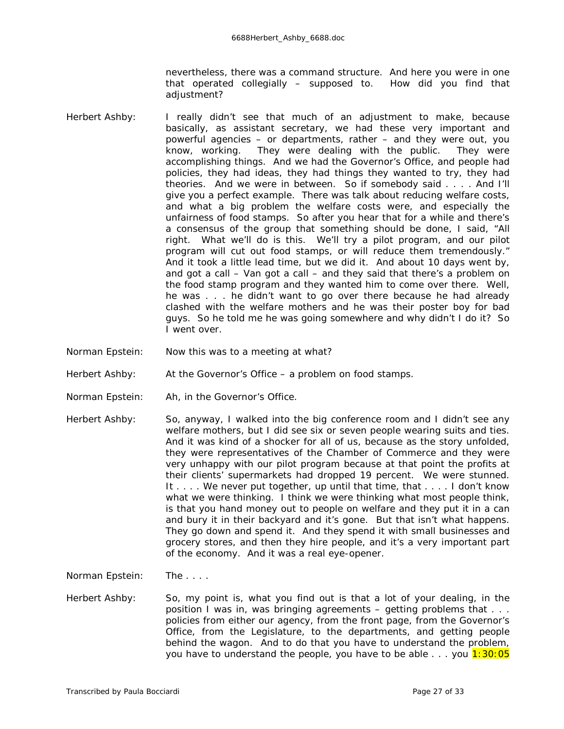nevertheless, there was a command structure. And here you were in one that operated collegially – supposed to. How did you find that adjustment?

Herbert Ashby: I really didn't see that much of an adjustment to make, because basically, as assistant secretary, we had these very important and powerful agencies – or departments, rather – and they were out, you know, working. They were dealing with the public. They were accomplishing things. And we had the Governor's Office, and people had policies, they had ideas, they had things they wanted to try, they had theories. And we were in between. So if somebody said . . . . And I'll give you a perfect example. There was talk about reducing welfare costs, and what a big problem the welfare costs were, and especially the unfairness of food stamps. So after you hear that for a while and there's a consensus of the group that something should be done, I said, "All right. What we'll do is this. We'll try a pilot program, and our pilot program will cut out food stamps, or will reduce them tremendously." And it took a little lead time, but we did it. And about 10 days went by, and got a call – Van got a call – and they said that there's a problem on the food stamp program and they wanted him to come over there. Well, he was . . . he didn't want to go over there because he had already clashed with the welfare mothers and he was their poster boy for bad guys. So he told me he was going somewhere and why didn't I do it? So I went over.

Norman Epstein: Now this was to a meeting at what?

Herbert Ashby: At the Governor's Office – a problem on food stamps.

Norman Epstein: Ah, in the Governor's Office.

Herbert Ashby: So, anyway, I walked into the big conference room and I didn't see any welfare mothers, but I did see six or seven people wearing suits and ties. And it was kind of a shocker for all of us, because as the story unfolded, they were representatives of the Chamber of Commerce and they were very unhappy with our pilot program because at that point the profits at their clients' supermarkets had dropped 19 percent. We were stunned. It . . . . We never put together, up until that time, that . . . . I don't know what we were thinking. I think we were thinking what most people think, is that you hand money out to people on welfare and they put it in a can and bury it in their backyard and it's gone. But that isn't what happens. They go down and spend it. And they spend it with small businesses and grocery stores, and then they hire people, and it's a very important part of the economy. And it was a real eye-opener.

Norman Epstein: The . . . .

Herbert Ashby: So, my point is, what you find out is that a lot of your dealing, in the position I was in, was bringing agreements – getting problems that . . . policies from either our agency, from the front page, from the Governor's Office, from the Legislature, to the departments, and getting people behind the wagon. And to do that you have to understand the problem, you have to understand the people, you have to be able . . . you 1:30:05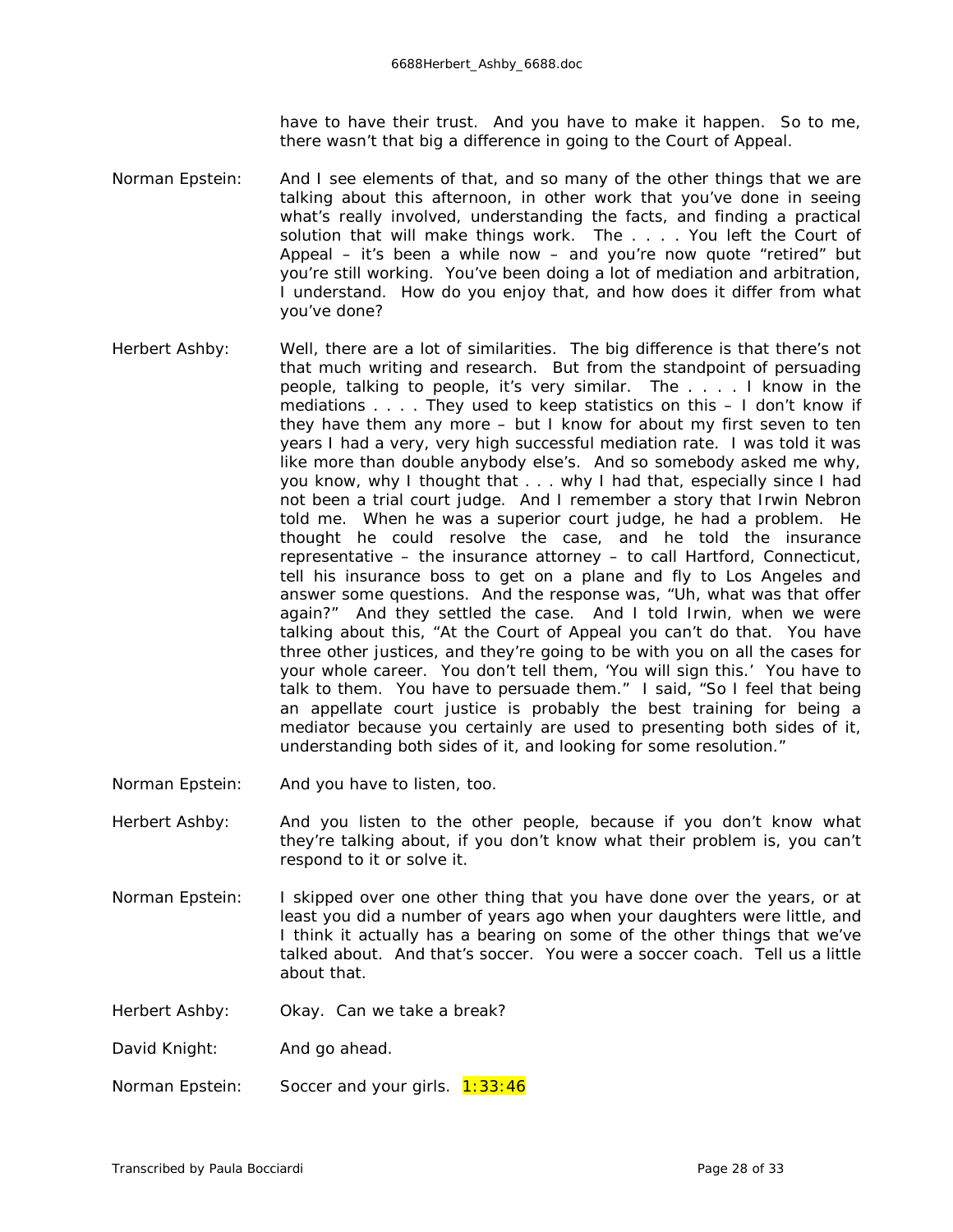have to have their trust. And you have to make it happen. So to me, there wasn't that big a difference in going to the Court of Appeal.

Norman Epstein: And I see elements of that, and so many of the other things that we are talking about this afternoon, in other work that you've done in seeing what's really involved, understanding the facts, and finding a practical solution that will make things work. The . . . . You left the Court of Appeal – it's been a while now – and you're now quote "retired" but you're still working. You've been doing a lot of mediation and arbitration, I understand. How do you enjoy that, and how does it differ from what you've done?

Herbert Ashby: Well, there are a lot of similarities. The big difference is that there's not that much writing and research. But from the standpoint of persuading people, talking to people, it's very similar. The . . . . I know in the mediations . . . . They used to keep statistics on this – I don't know if they have them any more – but I know for about my first seven to ten years I had a very, very high successful mediation rate. I was told it was like more than double anybody else's. And so somebody asked me why, you know, why I thought that . . . why I had that, especially since I had not been a trial court judge. And I remember a story that Irwin Nebron told me. When he was a superior court judge, he had a problem. He thought he could resolve the case, and he told the insurance representative – the insurance attorney – to call Hartford, Connecticut, tell his insurance boss to get on a plane and fly to Los Angeles and answer some questions. And the response was, "Uh, what was that offer again?" And they settled the case. And I told Irwin, when we were talking about this, "At the Court of Appeal you can't do that. You have three other justices, and they're going to be with you on all the cases for your whole career. You don't tell them, 'You will sign this.' You have to talk to them. You have to persuade them." I said, "So I feel that being an appellate court justice is probably the best training for being a mediator because you certainly are used to presenting both sides of it, understanding both sides of it, and looking for some resolution."

Norman Epstein: And you have to listen, too.

Herbert Ashby: And you listen to the other people, because if you don't know what they're talking about, if you don't know what their problem is, you can't respond to it or solve it.

Norman Epstein: I skipped over one other thing that you have done over the years, or at least you did a number of years ago when your daughters were little, and I think it actually has a bearing on some of the other things that we've talked about. And that's soccer. You were a soccer coach. Tell us a little about that.

Herbert Ashby: Okay. Can we take a break?

David Knight: And go ahead.

Norman Epstein: Soccer and your girls. 1:33:46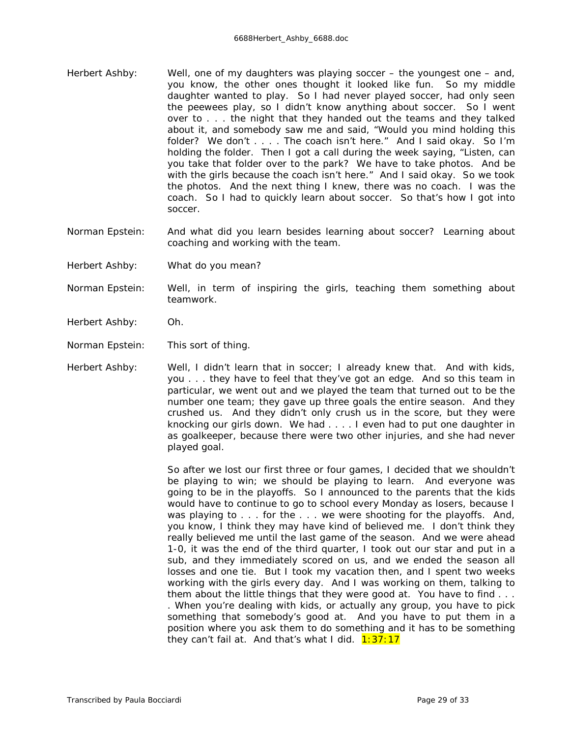Herbert Ashby: Well, one of my daughters was playing soccer – the youngest one – and, you know, the other ones thought it looked like fun. So my middle daughter wanted to play. So I had never played soccer, had only seen the peewees play, so I didn't know anything about soccer. So I went over to . . . the night that they handed out the teams and they talked about it, and somebody saw me and said, "Would you mind holding this folder? We don't . . . . The coach isn't here." And I said okay. So I'm holding the folder. Then I got a call during the week saying, "Listen, can you take that folder over to the park? We have to take photos. And be with the girls because the coach isn't here." And I said okay. So we took the photos. And the next thing I knew, there was no coach. I was the coach. So I had to quickly learn about soccer. So that's how I got into soccer.

Norman Epstein: And what did you learn besides learning about soccer? Learning about coaching and working with the team.

Herbert Ashby: What do you mean?

Norman Epstein: Well, in term of inspiring the girls, teaching them something about teamwork.

Herbert Ashby: Oh.

Norman Epstein: This sort of thing.

Herbert Ashby: Well, I didn't learn that in soccer; I already knew that. And with kids, you . . . they have to feel that they've got an edge. And so this team in particular, we went out and we played the team that turned out to be the number one team; they gave up three goals the entire season. And they crushed us. And they didn't only crush us in the score, but they were knocking our girls down. We had . . . . I even had to put one daughter in as goalkeeper, because there were two other injuries, and she had never played goal.

So after we lost our first three or four games, I decided that we shouldn't be playing to win; we should be playing to learn. And everyone was going to be in the playoffs. So I announced to the parents that the kids would have to continue to go to school every Monday as losers, because I was playing to . . . for the . . . we were shooting for the playoffs. And, you know, I think they may have kind of believed me. I don't think they really believed me until the last game of the season. And we were ahead 1-0, it was the end of the third quarter, I took out our star and put in a sub, and they immediately scored on us, and we ended the season all losses and one tie. But I took my vacation then, and I spent two weeks working with the girls every day. And I was working on them, talking to them about the little things that they were good at. You have to find . . . . When you're dealing with kids, or actually any group, you have to pick something that somebody's good at. And you have to put them in a position where you ask them to do something and it has to be something they can't fail at. And that's what I did. 1:37:17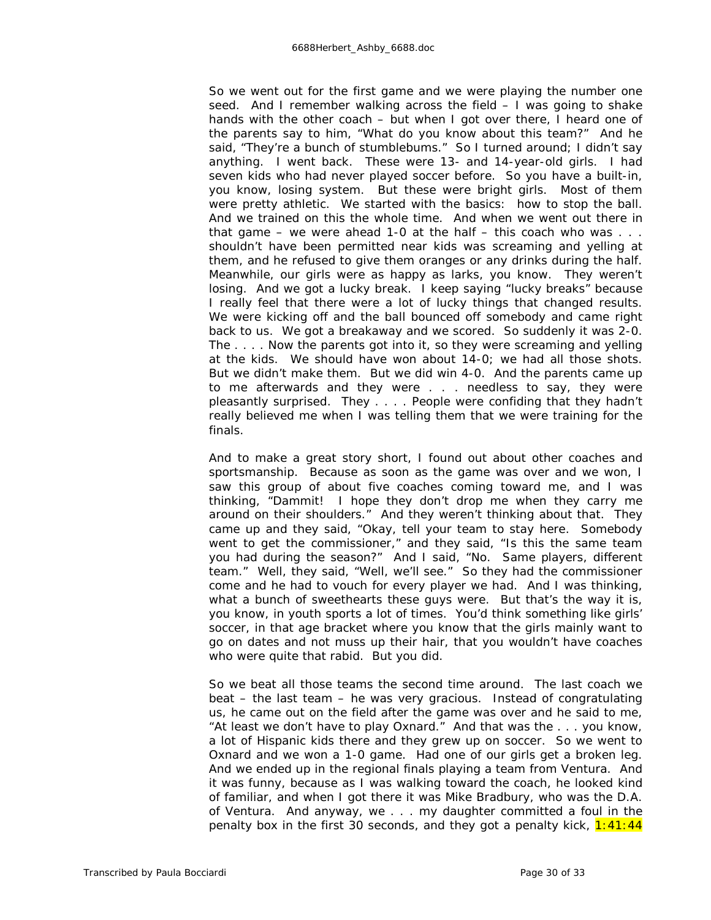So we went out for the first game and we were playing the number one seed. And I remember walking across the field – I was going to shake hands with the other coach – but when I got over there, I heard one of the parents say to him, "What do you know about this team?" And he said, "They're a bunch of stumblebums." So I turned around; I didn't say anything. I went back. These were 13- and 14-year-old girls. I had seven kids who had never played soccer before. So you have a built-in, you know, losing system. But these were bright girls. Most of them were pretty athletic. We started with the basics: how to stop the ball. And we trained on this the whole time. And when we went out there in that game – we were ahead 1-0 at the half – this coach who was . . . shouldn't have been permitted near kids was screaming and yelling at them, and he refused to give them oranges or any drinks during the half. Meanwhile, our girls were as happy as larks, you know. They weren't losing. And we got a lucky break. I keep saying "lucky breaks" because I really feel that there were a lot of lucky things that changed results. We were kicking off and the ball bounced off somebody and came right back to us. We got a breakaway and we scored. So suddenly it was 2-0. The . . . . Now the parents got into it, so they were screaming and yelling at the kids. We should have won about 14-0; we had all those shots. But we didn't make them. But we did win 4-0. And the parents came up to me afterwards and they were . . . needless to say, they were pleasantly surprised. They . . . . People were confiding that they hadn't really believed me when I was telling them that we were training for the finals.

And to make a great story short, I found out about other coaches and sportsmanship. Because as soon as the game was over and we won, I saw this group of about five coaches coming toward me, and I was thinking, "Dammit! I hope they don't drop me when they carry me around on their shoulders." And they weren't thinking about that. They came up and they said, "Okay, tell your team to stay here. Somebody went to get the commissioner," and they said, "Is this the same team you had during the season?" And I said, "No. Same players, different team." Well, they said, "Well, we'll see." So they had the commissioner come and he had to vouch for every player we had. And I was thinking, what a bunch of sweethearts these guys were. But that's the way it is, you know, in youth sports a lot of times. You'd think something like girls' soccer, in that age bracket where you know that the girls mainly want to go on dates and not muss up their hair, that you wouldn't have coaches who were quite that rabid. But you did.

So we beat all those teams the second time around. The last coach we beat – the last team – he was very gracious. Instead of congratulating us, he came out on the field after the game was over and he said to me, "At least we don't have to play Oxnard." And that was the . . . you know, a lot of Hispanic kids there and they grew up on soccer. So we went to Oxnard and we won a 1-0 game. Had one of our girls get a broken leg. And we ended up in the regional finals playing a team from Ventura. And it was funny, because as I was walking toward the coach, he looked kind of familiar, and when I got there it was Mike Bradbury, who was the D.A. of Ventura. And anyway, we . . . my daughter committed a foul in the penalty box in the first 30 seconds, and they got a penalty kick, 1:41:44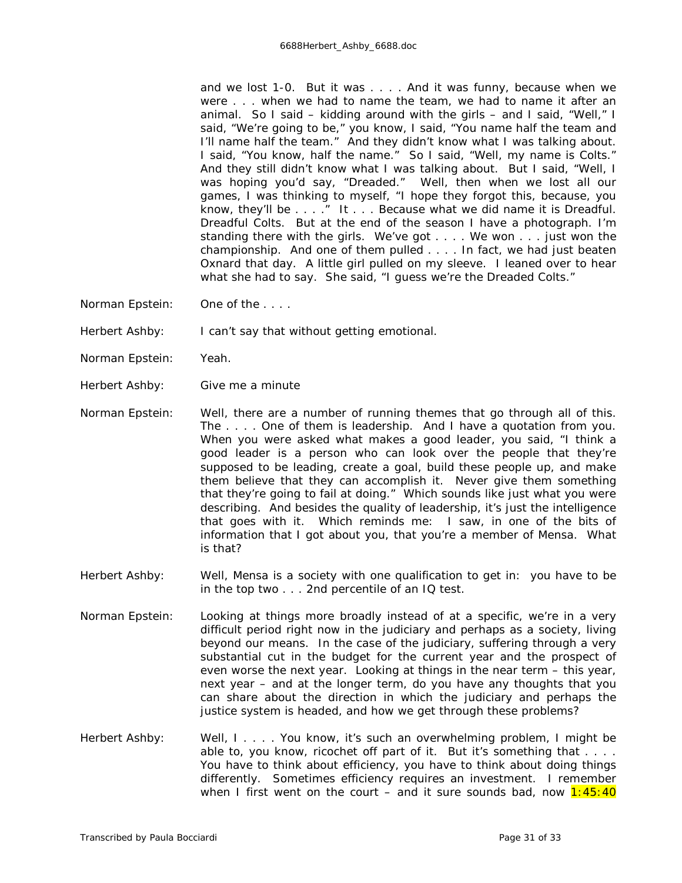and we lost 1-0. But it was . . . . And it was funny, because when we were . . . when we had to name the team, we had to name it after an animal. So I said – kidding around with the girls – and I said, "Well," I said, "We're going to be," you know, I said, "You name half the team and I'll name half the team." And they didn't know what I was talking about. I said, "You know, half the name." So I said, "Well, my name is Colts." And they still didn't know what I was talking about. But I said, "Well, I was hoping you'd say, "Dreaded." Well, then when we lost all our games, I was thinking to myself, "I hope they forgot this, because, you know, they'll be . . . ." It . . . Because what we did name it is Dreadful. Dreadful Colts. But at the end of the season I have a photograph. I'm standing there with the girls. We've got . . . . We won . . . just won the championship. And one of them pulled . . . . In fact, we had just beaten Oxnard that day. A little girl pulled on my sleeve. I leaned over to hear what she had to say. She said, "I guess we're the Dreaded Colts."

Norman Epstein: One of the . . . .

Herbert Ashby: I can't say that without getting emotional.

Norman Epstein: Yeah.

Herbert Ashby: Give me a minute

Norman Epstein: Well, there are a number of running themes that go through all of this. The . . . . One of them is leadership. And I have a quotation from you. When you were asked what makes a good leader, you said, "I think a good leader is a person who can look over the people that they're supposed to be leading, create a goal, build these people up, and make them believe that they can accomplish it. Never give them something that they're going to fail at doing." Which sounds like just what you were describing. And besides the quality of leadership, it's just the intelligence that goes with it. Which reminds me: I saw, in one of the bits of information that I got about you, that you're a member of Mensa. What is that?

Herbert Ashby: Well, Mensa is a society with one qualification to get in: you have to be in the top two . . . 2nd percentile of an IQ test.

Norman Epstein: Looking at things more broadly instead of at a specific, we're in a very difficult period right now in the judiciary and perhaps as a society, living beyond our means. In the case of the judiciary, suffering through a very substantial cut in the budget for the current year and the prospect of even worse the next year. Looking at things in the near term – this year, next year – and at the longer term, do you have any thoughts that you can share about the direction in which the judiciary and perhaps the justice system is headed, and how we get through these problems?

Herbert Ashby: Well, I . . . . You know, it's such an overwhelming problem, I might be able to, you know, ricochet off part of it. But it's something that . . . . You have to think about efficiency, you have to think about doing things differently. Sometimes efficiency requires an investment. I remember when I first went on the court – and it sure sounds bad, now 1:45:40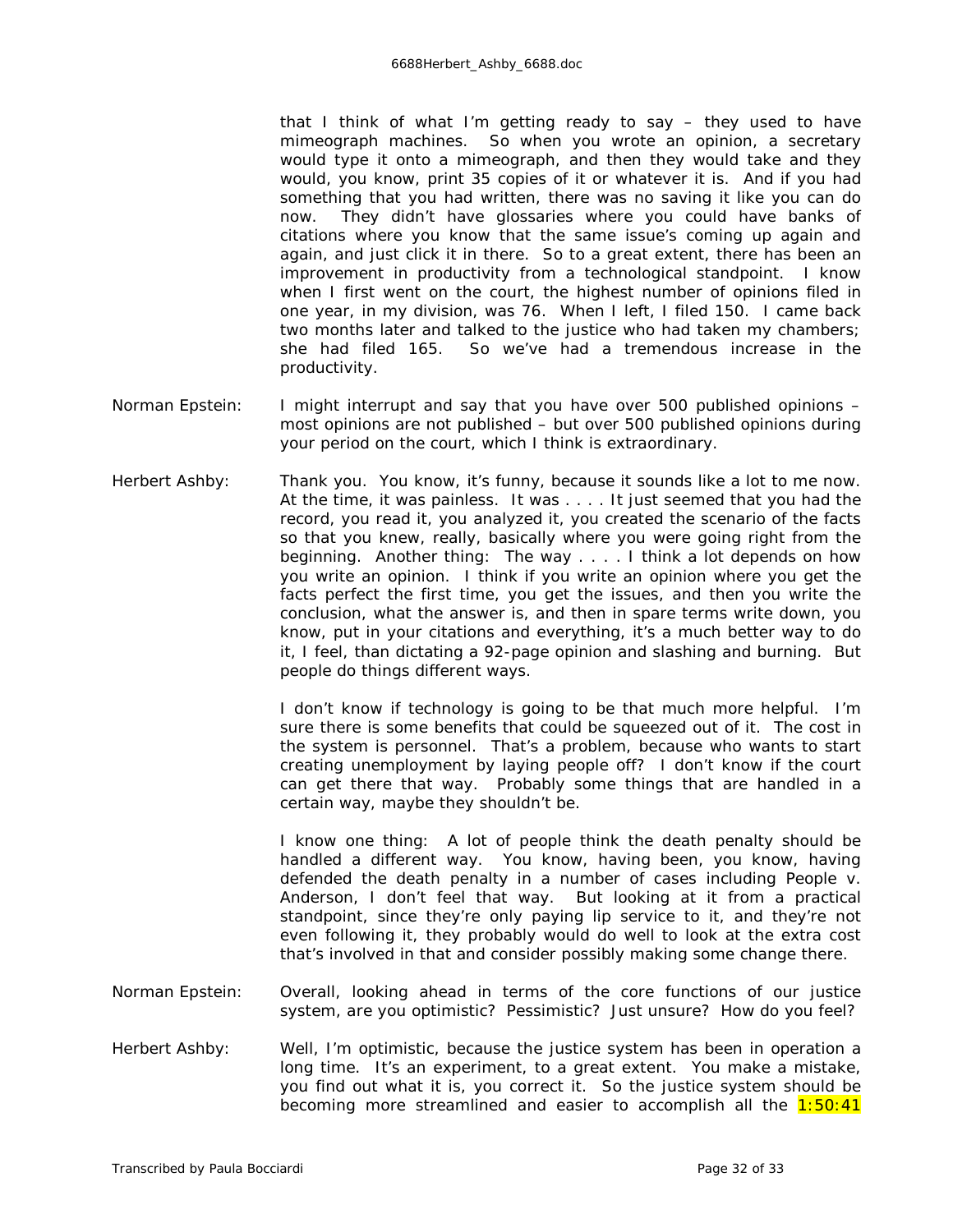that I think of what I'm getting ready to say – they used to have mimeograph machines. So when you wrote an opinion, a secretary would type it onto a mimeograph, and then they would take and they would, you know, print 35 copies of it or whatever it is. And if you had something that you had written, there was no saving it like you can do now. They didn't have glossaries where you could have banks of citations where you know that the same issue's coming up again and again, and just click it in there. So to a great extent, there has been an improvement in productivity from a technological standpoint. I know when I first went on the court, the highest number of opinions filed in one year, in my division, was 76. When I left, I filed 150. I came back two months later and talked to the justice who had taken my chambers; she had filed 165. So we've had a tremendous increase in the productivity.

Norman Epstein: I might interrupt and say that you have over 500 published opinions – most opinions are not published – but over 500 published opinions during your period on the court, which I think is extraordinary.

Herbert Ashby: Thank you. You know, it's funny, because it sounds like a lot to me now. At the time, it was painless. It was . . . . It just seemed that you had the record, you read it, you analyzed it, you created the scenario of the facts so that you knew, really, basically where you were going right from the beginning. Another thing: The way . . . . I think a lot depends on how you write an opinion. I think if you write an opinion where you get the facts perfect the first time, you get the issues, and then you write the conclusion, what the answer is, and then in spare terms write down, you know, put in your citations and everything, it's a much better way to do it, I feel, than dictating a 92-page opinion and slashing and burning. But people do things different ways.

I don't know if technology is going to be that much more helpful. I'm sure there is some benefits that could be squeezed out of it. The cost in the system is personnel. That's a problem, because who wants to start creating unemployment by laying people off? I don't know if the court can get there that way. Probably some things that are handled in a certain way, maybe they shouldn't be.

I know one thing: A lot of people think the death penalty should be handled a different way. You know, having been, you know, having defended the death penalty in a number of cases including People v. Anderson, I don't feel that way. But looking at it from a practical standpoint, since they're only paying lip service to it, and they're not even following it, they probably would do well to look at the extra cost that's involved in that and consider possibly making some change there.

Norman Epstein: Overall, looking ahead in terms of the core functions of our justice system, are you optimistic? Pessimistic? Just unsure? How do you feel?

Herbert Ashby: Well, I'm optimistic, because the justice system has been in operation a long time. It's an experiment, to a great extent. You make a mistake, you find out what it is, you correct it. So the justice system should be becoming more streamlined and easier to accomplish all the 1:50:41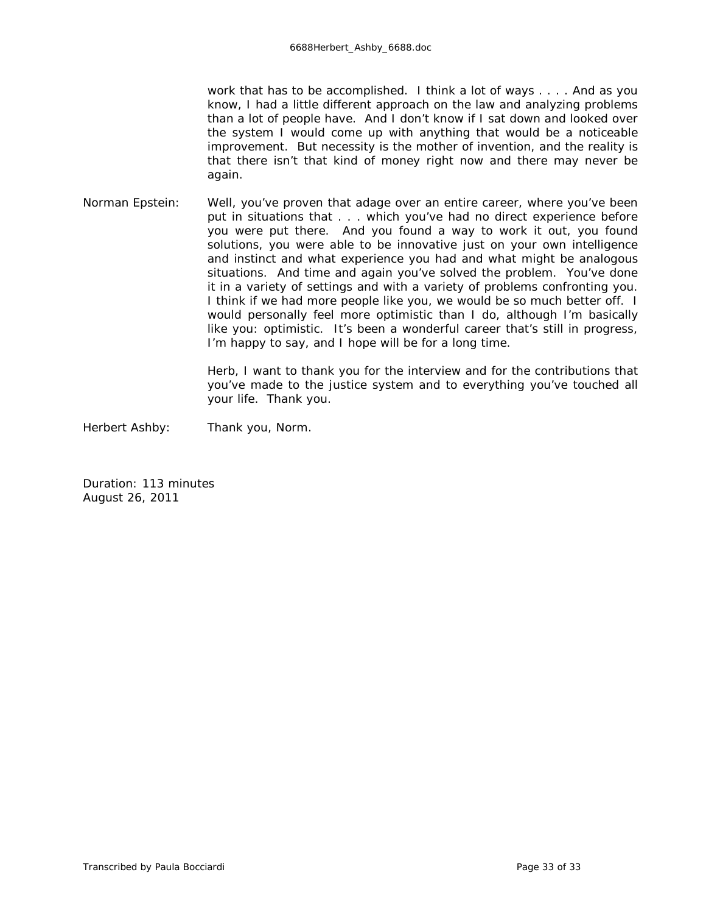work that has to be accomplished. I think a lot of ways . . . . And as you know, I had a little different approach on the law and analyzing problems than a lot of people have. And I don't know if I sat down and looked over the system I would come up with anything that would be a noticeable improvement. But necessity is the mother of invention, and the reality is that there isn't that kind of money right now and there may never be again.

Norman Epstein: Well, you've proven that adage over an entire career, where you've been put in situations that . . . which you've had no direct experience before you were put there. And you found a way to work it out, you found solutions, you were able to be innovative just on your own intelligence and instinct and what experience you had and what might be analogous situations. And time and again you've solved the problem. You've done it in a variety of settings and with a variety of problems confronting you. I think if we had more people like you, we would be so much better off. I would personally feel more optimistic than I do, although I'm basically like you: optimistic. It's been a wonderful career that's still in progress, I'm happy to say, and I hope will be for a long time.

Herb, I want to thank you for the interview and for the contributions that you've made to the justice system and to everything you've touched all your life. Thank you.

Herbert Ashby: Thank you, Norm.

Duration: 113 minutes
August 26, 2011

Transcribed by Paula Bocciardi